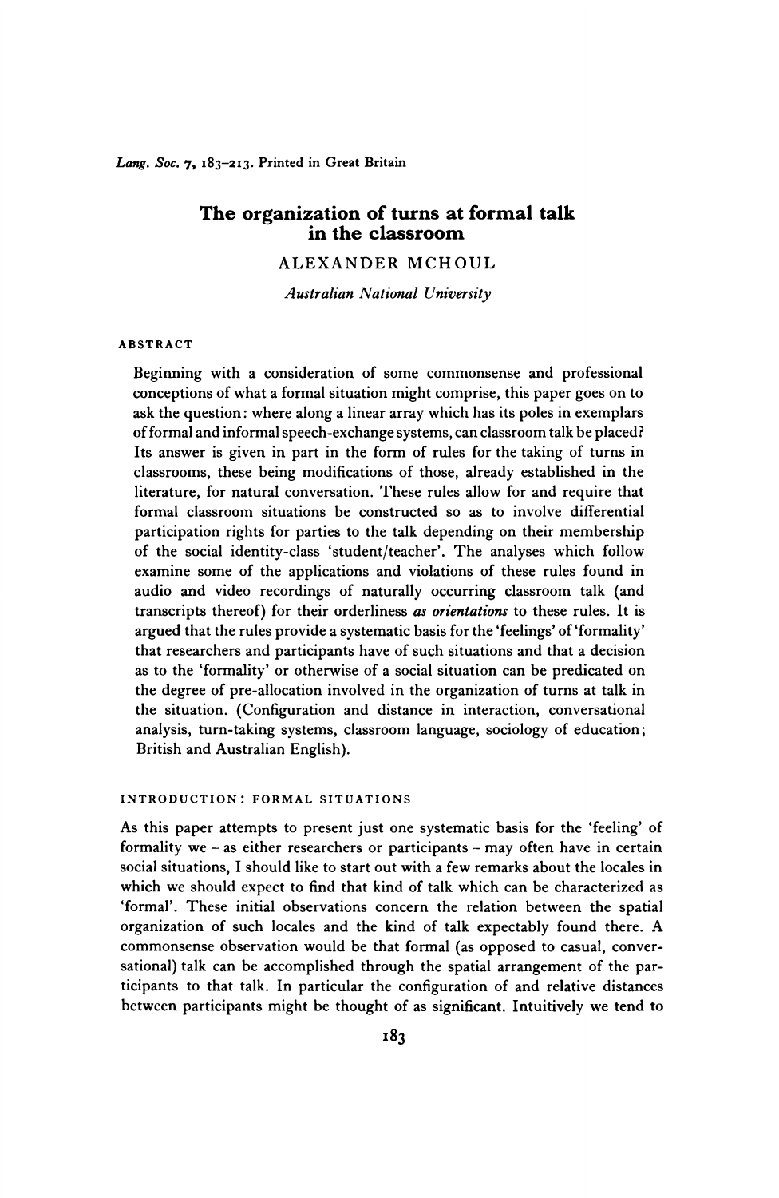# The organization of turns at formal talk in the classroom

ALEXANDER MCHOUL

*Australian National University*

## ABSTRACT

Beginning with a consideration of some commonsense and professional conceptions of what a formal situation might comprise, this paper goes on to ask the question: where along a linear array which has its poles in exemplars of formal and informal speech-exchange systems, can classroom talk be placed? Its answer is given in part in the form of rules for the taking of turns in classrooms, these being modifications of those, already established in the literature, for natural conversation. These rules allow for and require that formal classroom situations be constructed so as to involve differential participation rights for parties to the talk depending on their membership of the social identity-class 'student/teacher'. The analyses which follow examine some of the applications and violations of these rules found in audio and video recordings of naturally occurring classroom talk (and transcripts thereof) for their orderliness *as orientations* to these rules. It is argued that the rules provide a systematic basis for the 'feelings' of 'formality' that researchers and participants have of such situations and that a decision as to the 'formality' or otherwise of a social situation can be predicated on the degree of pre-allocation involved in the organization of turns at talk in the situation. (Configuration and distance in interaction, conversational analysis, turn-taking systems, classroom language, sociology of education; British and Australian English).

## INTRODUCTION: FORMAL SITUATIONS

As this paper attempts to present just one systematic basis for the 'feeling' of formality we – as either researchers or participants – may often have in certain social situations, I should like to start out with a few remarks about the locales in which we should expect to find that kind of talk which can be characterized as 'formal'. These initial observations concern the relation between the spatial organization of such locales and the kind of talk expectably found there. A commonsense observation would be that formal (as opposed to casual, conversational) talk can be accomplished through the spatial arrangement of the participants to that talk. In particular the configuration of and relative distances between participants might be thought of as significant. Intuitively we tend to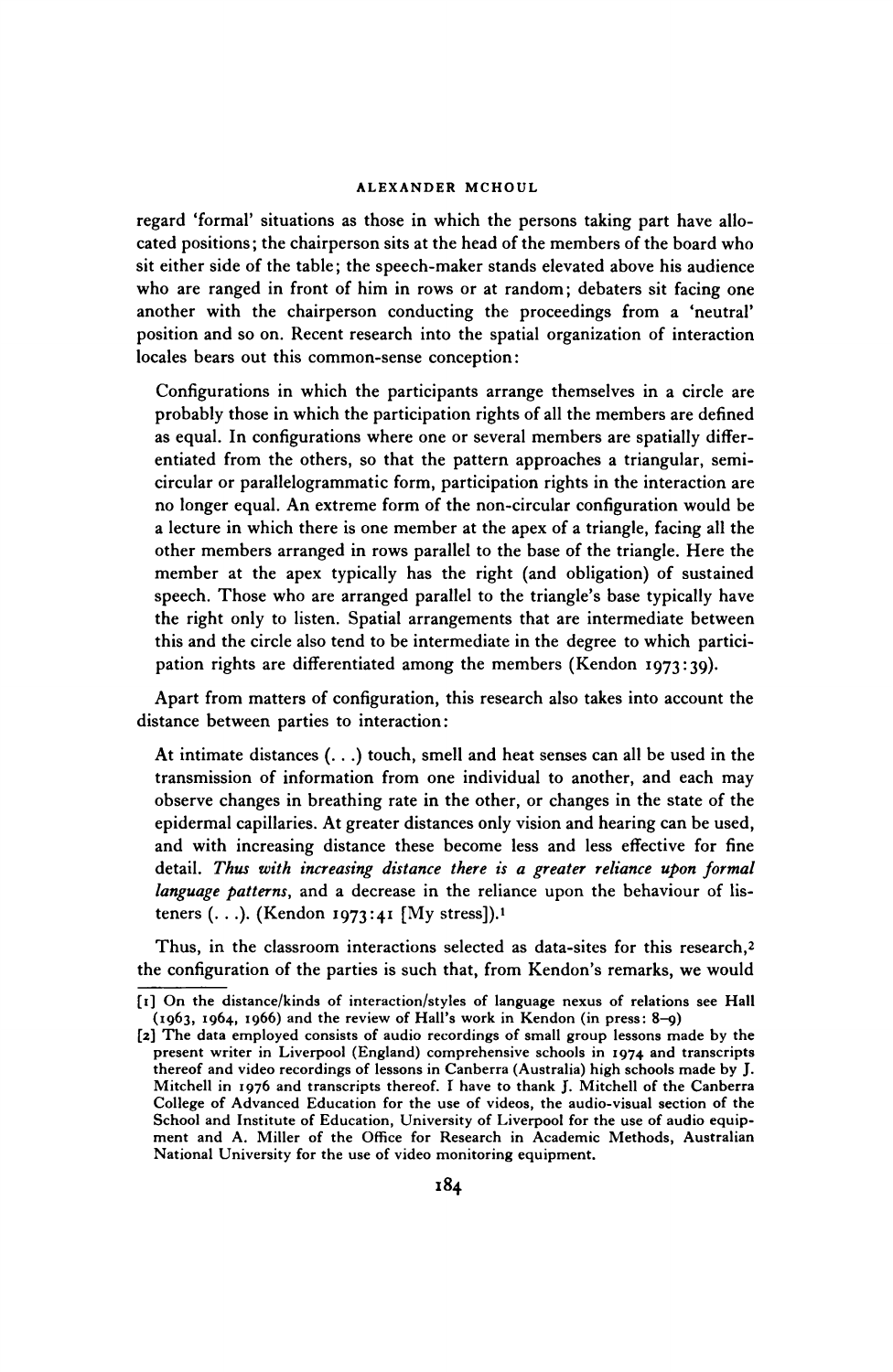regard 'formal' situations as those in which the persons taking part have allocated positions; the chairperson sits at the head of the members of the board who sit either side of the table; the speech-maker stands elevated above his audience who are ranged in front of him in rows or at random; debaters sit facing one another with the chairperson conducting the proceedings from a 'neutral' position and so on. Recent research into the spatial organization of interaction locales bears out this common-sense conception:

> Configurations in which the participants arrange themselves in a circle are probably those in which the participation rights of all the members are defined as equal. In configurations where one or several members are spatially differentiated from the others, so that the pattern approaches a triangular, semicircular or parallelogrammatic form, participation rights in the interaction are no longer equal. An extreme form of the non-circular configuration would be a lecture in which there is one member at the apex of a triangle, facing all the other members arranged in rows parallel to the base of the triangle. Here the member at the apex typically has the right (and obligation) of sustained speech. Those who are arranged parallel to the triangle's base typically have the right only to listen. Spatial arrangements that are intermediate between this and the circle also tend to be intermediate in the degree to which participation rights are differentiated among the members (Kendon 1973:39).

Apart from matters of configuration, this research also takes into account the distance between parties to interaction:

> At intimate distances (. . .) touch, smell and heat senses can all be used in the transmission of information from one individual to another, and each may observe changes in breathing rate in the other, or changes in the state of the epidermal capillaries. At greater distances only vision and hearing can be used, and with increasing distance these become less and less effective for fine detail. *Thus with increasing distance there is a greater reliance upon formal language patterns*, and a decrease in the reliance upon the behaviour of listeners (. . .). (Kendon 1973:41 [My stress]).[1]

Thus, in the classroom interactions selected as data-sites for this research,[2] the configuration of the parties is such that, from Kendon's remarks, we would

[1] On the distance/kinds of interaction/styles of language nexus of relations see Hall (1963, 1964, 1966) and the review of Hall's work in Kendon (in press: 8–9)

[2] The data employed consists of audio recordings of small group lessons made by the present writer in Liverpool (England) comprehensive schools in 1974 and transcripts thereof and video recordings of lessons in Canberra (Australia) high schools made by J. Mitchell in 1976 and transcripts thereof. I have to thank J. Mitchell of the Canberra College of Advanced Education for the use of videos, the audio-visual section of the School and Institute of Education, University of Liverpool for the use of audio equipment and A. Miller of the Office for Research in Academic Methods, Australian National University for the use of video monitoring equipment.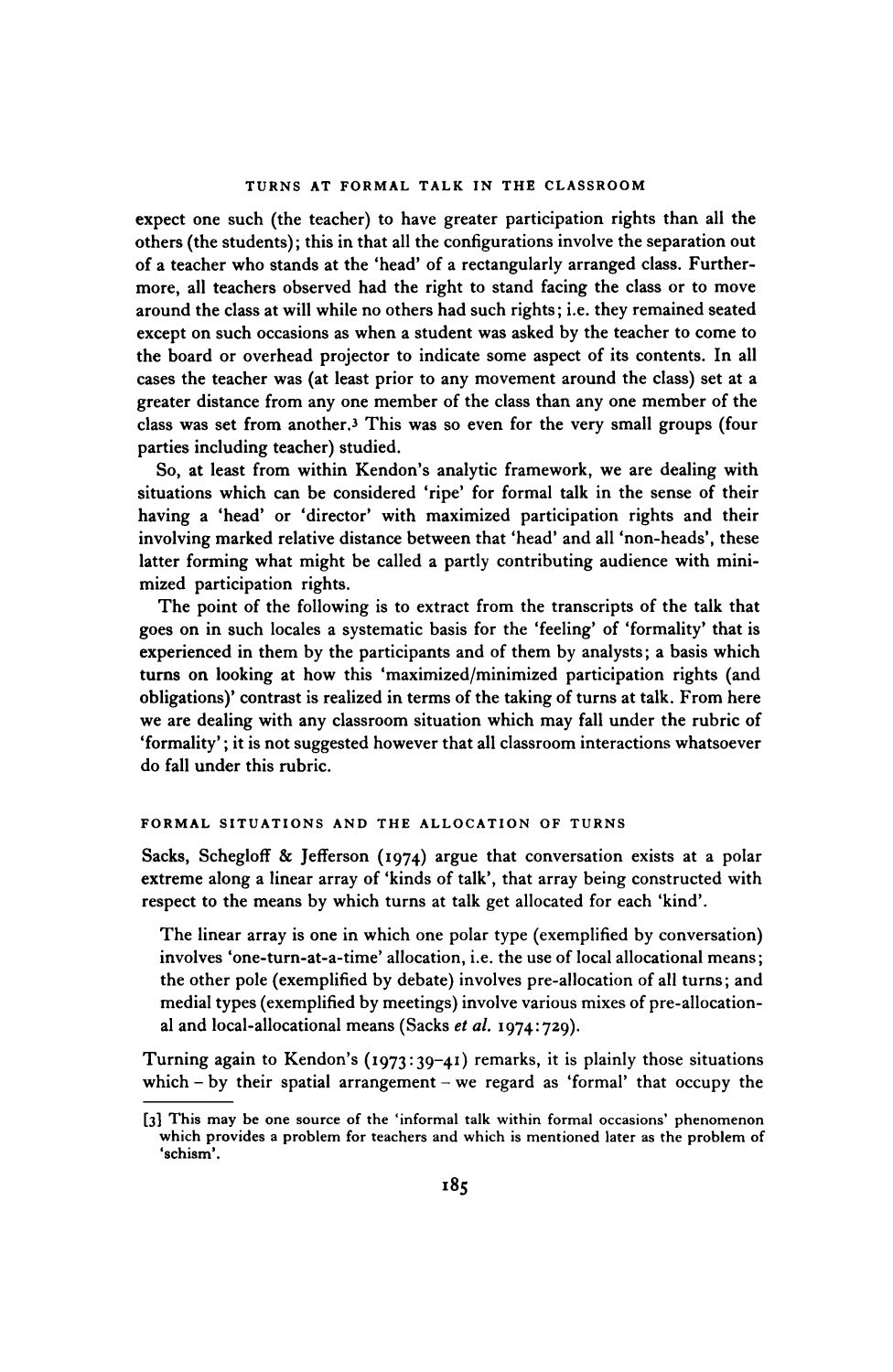expect one such (the teacher) to have greater participation rights than all the others (the students); this in that all the configurations involve the separation out of a teacher who stands at the 'head' of a rectangularly arranged class. Furthermore, all teachers observed had the right to stand facing the class or to move around the class at will while no others had such rights; i.e. they remained seated except on such occasions as when a student was asked by the teacher to come to the board or overhead projector to indicate some aspect of its contents. In all cases the teacher was (at least prior to any movement around the class) set at a greater distance from any one member of the class than any one member of the class was set from another.[3] This was so even for the very small groups (four parties including teacher) studied.

So, at least from within Kendon's analytic framework, we are dealing with situations which can be considered 'ripe' for formal talk in the sense of their having a 'head' or 'director' with maximized participation rights and their involving marked relative distance between that 'head' and all 'non-heads', these latter forming what might be called a partly contributing audience with minimized participation rights.

The point of the following is to extract from the transcripts of the talk that goes on in such locales a systematic basis for the 'feeling' of 'formality' that is experienced in them by the participants and of them by analysts; a basis which turns on looking at how this 'maximized/minimized participation rights (and obligations)' contrast is realized in terms of the taking of turns at talk. From here we are dealing with any classroom situation which may fall under the rubric of 'formality'; it is not suggested however that all classroom interactions whatsoever do fall under this rubric.

## FORMAL SITUATIONS AND THE ALLOCATION OF TURNS

Sacks, Schegloff & Jefferson (1974) argue that conversation exists at a polar extreme along a linear array of 'kinds of talk', that array being constructed with respect to the means by which turns at talk get allocated for each 'kind'.

> The linear array is one in which one polar type (exemplified by conversation) involves 'one-turn-at-a-time' allocation, i.e. the use of local allocational means; the other pole (exemplified by debate) involves pre-allocation of all turns; and medial types (exemplified by meetings) involve various mixes of pre-allocational and local-allocational means (Sacks *et al.* 1974:729).

Turning again to Kendon's (1973:39–41) remarks, it is plainly those situations which – by their spatial arrangement – we regard as 'formal' that occupy the

[3] This may be one source of the 'informal talk within formal occasions' phenomenon which provides a problem for teachers and which is mentioned later as the problem of 'schism'.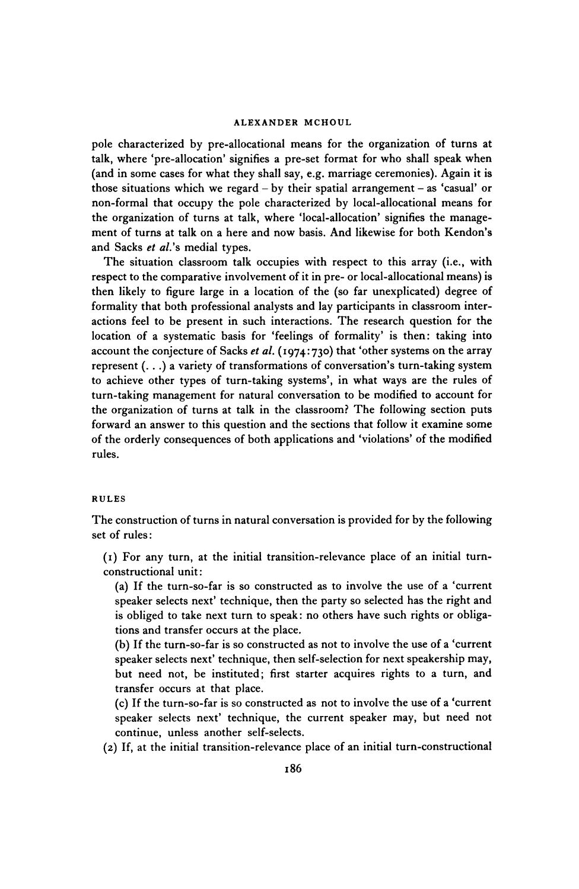pole characterized by pre-allocational means for the organization of turns at talk, where 'pre-allocation' signifies a pre-set format for who shall speak when (and in some cases for what they shall say, e.g. marriage ceremonies). Again it is those situations which we regard – by their spatial arrangement – as 'casual' or non-formal that occupy the pole characterized by local-allocational means for the organization of turns at talk, where 'local-allocation' signifies the management of turns at talk on a here and now basis. And likewise for both Kendon's and Sacks *et al.*'s medial types.

The situation classroom talk occupies with respect to this array (i.e., with respect to the comparative involvement of it in pre- or local-allocational means) is then likely to figure large in a location of the (so far unexplicated) degree of formality that both professional analysts and lay participants in classroom interactions feel to be present in such interactions. The research question for the location of a systematic basis for 'feelings of formality' is then: taking into account the conjecture of Sacks *et al.* (1974:730) that 'other systems on the array represent (. . .) a variety of transformations of conversation's turn-taking system to achieve other types of turn-taking systems', in what ways are the rules of turn-taking management for natural conversation to be modified to account for the organization of turns at talk in the classroom? The following section puts forward an answer to this question and the sections that follow it examine some of the orderly consequences of both applications and 'violations' of the modified rules.

## RULES

The construction of turns in natural conversation is provided for by the following set of rules:

(1) For any turn, at the initial transition-relevance place of an initial turn-constructional unit:

(a) If the turn-so-far is so constructed as to involve the use of a 'current speaker selects next' technique, then the party so selected has the right and is obliged to take next turn to speak: no others have such rights or obligations and transfer occurs at the place.

(b) If the turn-so-far is so constructed as not to involve the use of a 'current speaker selects next' technique, then self-selection for next speakership may, but need not, be instituted; first starter acquires rights to a turn, and transfer occurs at that place.

(c) If the turn-so-far is so constructed as not to involve the use of a 'current speaker selects next' technique, the current speaker may, but need not continue, unless another self-selects.

(2) If, at the initial transition-relevance place of an initial turn-constructional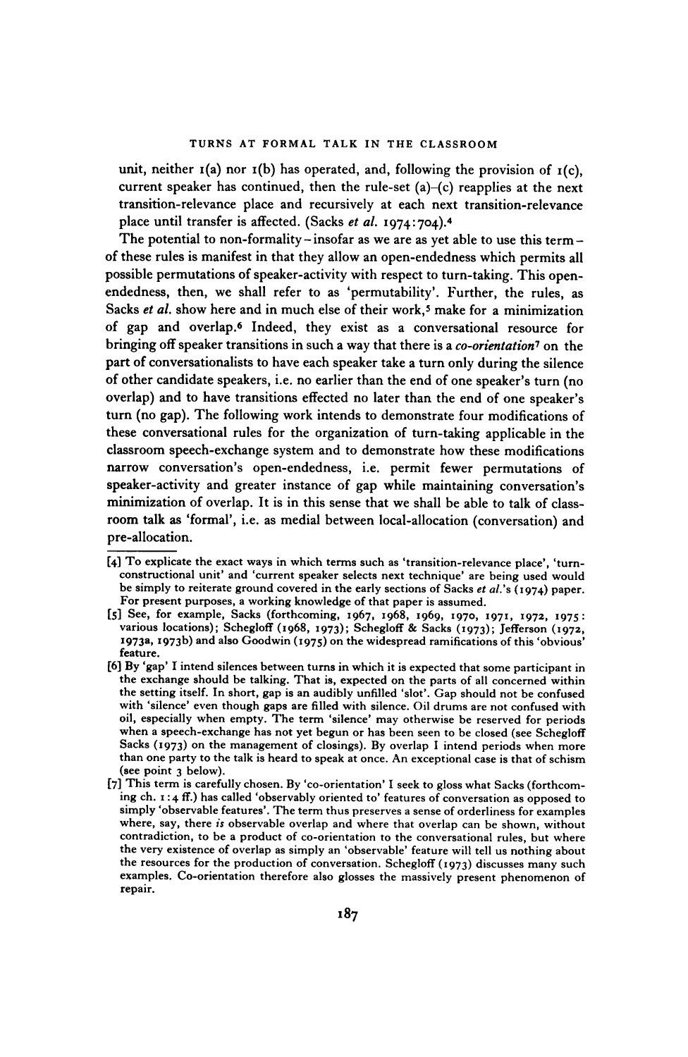unit, neither 1(a) nor 1(b) has operated, and, following the provision of 1(c), current speaker has continued, then the rule-set (a)–(c) reapplies at the next transition-relevance place and recursively at each next transition-relevance place until transfer is affected. (Sacks *et al.* 1974:704).[4]

The potential to non-formality – insofar as we are as yet able to use this term – of these rules is manifest in that they allow an open-endedness which permits all possible permutations of speaker-activity with respect to turn-taking. This open-endedness, then, we shall refer to as 'permutability'. Further, the rules, as Sacks *et al.* show here and in much else of their work,[5] make for a minimization of gap and overlap.[6] Indeed, they exist as a conversational resource for bringing off speaker transitions in such a way that there is a *co-orientation*[7] on the part of conversationalists to have each speaker take a turn only during the silence of other candidate speakers, i.e. no earlier than the end of one speaker's turn (no overlap) and to have transitions effected no later than the end of one speaker's turn (no gap). The following work intends to demonstrate four modifications of these conversational rules for the organization of turn-taking applicable in the classroom speech-exchange system and to demonstrate how these modifications narrow conversation's open-endedness, i.e. permit fewer permutations of speaker-activity and greater instance of gap while maintaining conversation's minimization of overlap. It is in this sense that we shall be able to talk of classroom talk as 'formal', i.e. as medial between local-allocation (conversation) and pre-allocation.

---

[4] To explicate the exact ways in which terms such as 'transition-relevance place', 'turn-constructional unit' and 'current speaker selects next technique' are being used would be simply to reiterate ground covered in the early sections of Sacks *et al.*'s (1974) paper. For present purposes, a working knowledge of that paper is assumed.

[5] See, for example, Sacks (forthcoming, 1967, 1968, 1969, 1970, 1971, 1972, 1975: various locations); Schegloff (1968, 1973); Schegloff & Sacks (1973); Jefferson (1972, 1973a, 1973b) and also Goodwin (1975) on the widespread ramifications of this 'obvious' feature.

[6] By 'gap' I intend silences between turns in which it is expected that some participant in the exchange should be talking. That is, expected on the parts of all concerned within the setting itself. In short, gap is an audibly unfilled 'slot'. Gap should not be confused with 'silence' even though gaps are filled with silence. Oil drums are not confused with oil, especially when empty. The term 'silence' may otherwise be reserved for periods when a speech-exchange has not yet begun or has been seen to be closed (see Schegloff Sacks (1973) on the management of closings). By overlap I intend periods when more than one party to the talk is heard to speak at once. An exceptional case is that of schism (see point 3 below).

[7] This term is carefully chosen. By 'co-orientation' I seek to gloss what Sacks (forthcoming ch. 1:4 ff.) has called 'observably oriented to' features of conversation as opposed to simply 'observable features'. The term thus preserves a sense of orderliness for examples where, say, there *is* observable overlap and where that overlap can be shown, without contradiction, to be a product of co-orientation to the conversational rules, but where the very existence of overlap as simply an 'observable' feature will tell us nothing about the resources for the production of conversation. Schegloff (1973) discusses many such examples. Co-orientation therefore also glosses the massively present phenomenon of repair.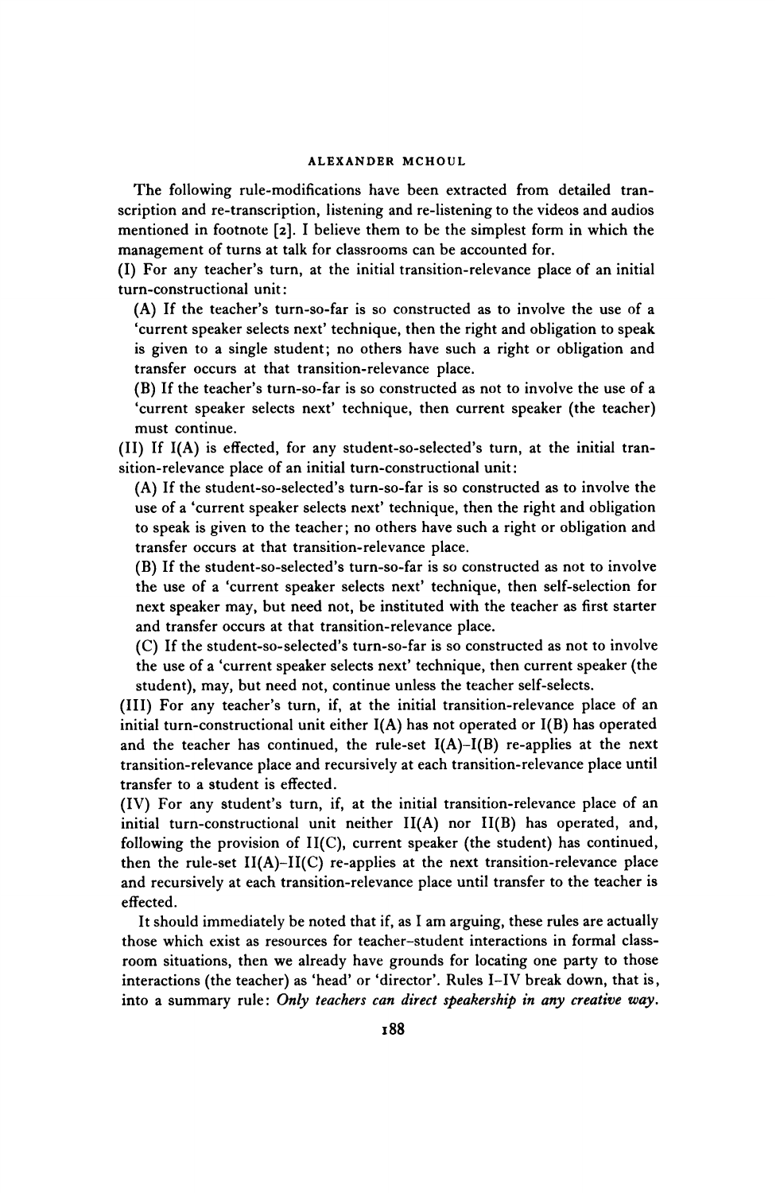The following rule-modifications have been extracted from detailed transcription and re-transcription, listening and re-listening to the videos and audios mentioned in footnote [2]. I believe them to be the simplest form in which the management of turns at talk for classrooms can be accounted for.

(I) For any teacher's turn, at the initial transition-relevance place of an initial turn-constructional unit:

(A) If the teacher's turn-so-far is so constructed as to involve the use of a 'current speaker selects next' technique, then the right and obligation to speak is given to a single student; no others have such a right or obligation and transfer occurs at that transition-relevance place.

(B) If the teacher's turn-so-far is so constructed as not to involve the use of a 'current speaker selects next' technique, then current speaker (the teacher) must continue.

(II) If I(A) is effected, for any student-so-selected's turn, at the initial transition-relevance place of an initial turn-constructional unit:

(A) If the student-so-selected's turn-so-far is so constructed as to involve the use of a 'current speaker selects next' technique, then the right and obligation to speak is given to the teacher; no others have such a right or obligation and transfer occurs at that transition-relevance place.

(B) If the student-so-selected's turn-so-far is so constructed as not to involve the use of a 'current speaker selects next' technique, then self-selection for next speaker may, but need not, be instituted with the teacher as first starter and transfer occurs at that transition-relevance place.

(C) If the student-so-selected's turn-so-far is so constructed as not to involve the use of a 'current speaker selects next' technique, then current speaker (the student), may, but need not, continue unless the teacher self-selects.

(III) For any teacher's turn, if, at the initial transition-relevance place of an initial turn-constructional unit either I(A) has not operated or I(B) has operated and the teacher has continued, the rule-set I(A)–I(B) re-applies at the next transition-relevance place and recursively at each transition-relevance place until transfer to a student is effected.

(IV) For any student's turn, if, at the initial transition-relevance place of an initial turn-constructional unit neither II(A) nor II(B) has operated, and, following the provision of II(C), current speaker (the student) has continued, then the rule-set II(A)–II(C) re-applies at the next transition-relevance place and recursively at each transition-relevance place until transfer to the teacher is effected.

It should immediately be noted that if, as I am arguing, these rules are actually those which exist as resources for teacher–student interactions in formal classroom situations, then we already have grounds for locating one party to those interactions (the teacher) as 'head' or 'director'. Rules I–IV break down, that is, into a summary rule: *Only teachers can direct speakership in any creative way.*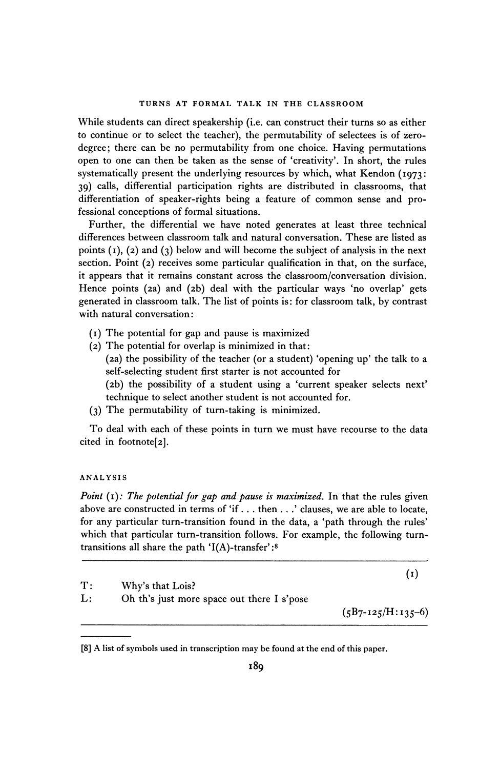While students can direct speakership (i.e. can construct their turns so as either to continue or to select the teacher), the permutability of selectees is of zero-degree; there can be no permutability from one choice. Having permutations open to one can then be taken as the sense of 'creativity'. In short, the rules systematically present the underlying resources by which, what Kendon (1973: 39) calls, differential participation rights are distributed in classrooms, that differentiation of speaker-rights being a feature of common sense and professional conceptions of formal situations.

Further, the differential we have noted generates at least three technical differences between classroom talk and natural conversation. These are listed as points (1), (2) and (3) below and will become the subject of analysis in the next section. Point (2) receives some particular qualification in that, on the surface, it appears that it remains constant across the classroom/conversation division. Hence points (2a) and (2b) deal with the particular ways 'no overlap' gets generated in classroom talk. The list of points is: for classroom talk, by contrast with natural conversation:

(1) The potential for gap and pause is maximized
(2) The potential for overlap is minimized in that:
  (2a) the possibility of the teacher (or a student) 'opening up' the talk to a self-selecting student first starter is not accounted for
  (2b) the possibility of a student using a 'current speaker selects next' technique to select another student is not accounted for.
(3) The permutability of turn-taking is minimized.

To deal with each of these points in turn we must have recourse to the data cited in footnote[2].

## ANALYSIS

*Point (1): The potential for gap and pause is maximized.* In that the rules given above are constructed in terms of 'if . . . then . . .' clauses, we are able to locate, for any particular turn-transition found in the data, a 'path through the rules' which that particular turn-transition follows. For example, the following turn-transitions all share the path 'I(A)-transfer':[8]

(1)

T: Why's that Lois?
L: Oh th's just more space out there I s'pose

(5B7-125/H:135-6)

[8] A list of symbols used in transcription may be found at the end of this paper.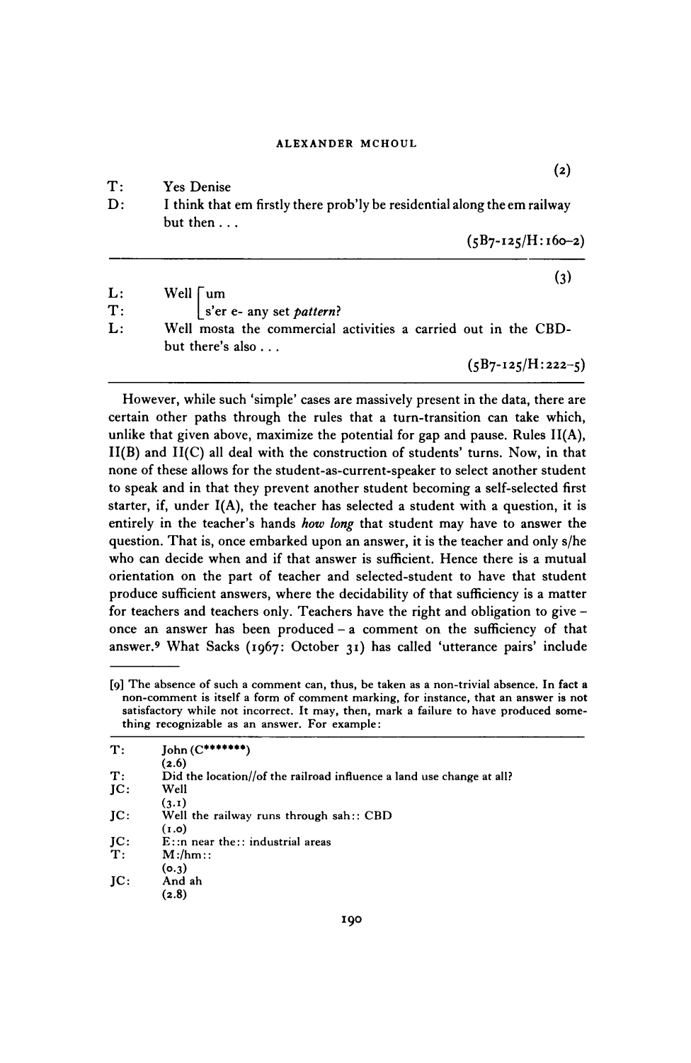(2)

| | |
|---|---|
| T: | Yes Denise |
| D: | I think that em firstly there prob'ly be residential along the em railway but then . . . |

(5B7-125/H: 160–2)

---

(3)

| | |
|---|---|
| L: | Well ⌈um |
| T: | ⌊s'er e- any set *pattern*? |
| L: | Well mosta the commercial activities a carried out in the CBD- but there's also . . . |

(5B7-125/H: 222–5)

---

However, while such 'simple' cases are massively present in the data, there are certain other paths through the rules that a turn-transition can take which, unlike that given above, maximize the potential for gap and pause. Rules II(A), II(B) and II(C) all deal with the construction of students' turns. Now, in that none of these allows for the student-as-current-speaker to select another student to speak and in that they prevent another student becoming a self-selected first starter, if, under I(A), the teacher has selected a student with a question, it is entirely in the teacher's hands *how long* that student may have to answer the question. That is, once embarked upon an answer, it is the teacher and only s/he who can decide when and if that answer is sufficient. Hence there is a mutual orientation on the part of teacher and selected-student to have that student produce sufficient answers, where the decidability of that sufficiency is a matter for teachers and teachers only. Teachers have the right and obligation to give – once an answer has been produced – a comment on the sufficiency of that answer.[9] What Sacks (1967: October 31) has called 'utterance pairs' include

---

[9] The absence of such a comment can, thus, be taken as a non-trivial absence. In fact a non-comment is itself a form of comment marking, for instance, that an answer is not satisfactory while not incorrect. It may, then, mark a failure to have produced something recognizable as an answer. For example:

| | |
|---|---|
| T: | John (C*******) |
| | (2.6) |
| T: | Did the location//of the railroad influence a land use change at all? |
| JC: | Well |
| | (3.1) |
| JC: | Well the railway runs through sah:: CBD |
| | (1.0) |
| JC: | E::n near the:: industrial areas |
| T: | M:/hm:: |
| | (0.3) |
| JC: | And ah |
| | (2.8) |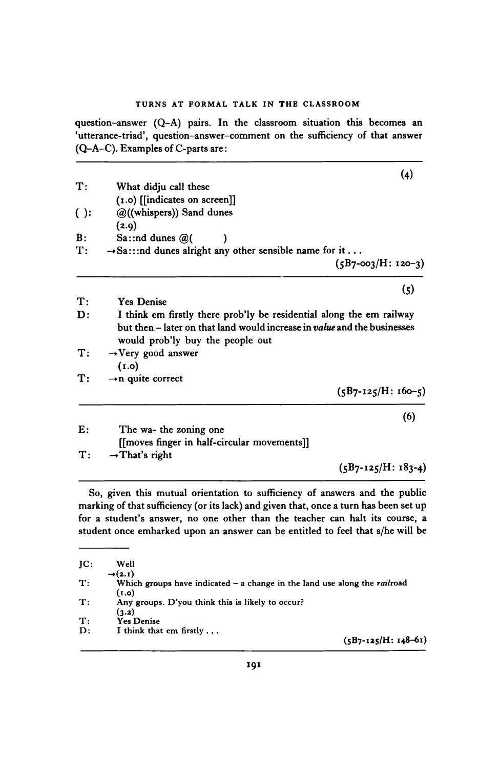question–answer (Q–A) pairs. In the classroom situation this becomes an 'utterance-triad', question–answer–comment on the sufficiency of that answer (Q–A–C). Examples of C-parts are:

---

(4)

T: What didju call these
(1.0) [[indicates on screen]]
( ): @((whispers)) Sand dunes
(2.9)
B: Sa::nd dunes @(      )
T: →Sa:::nd dunes alright any other sensible name for it . . .

(5B7-003/H: 120–3)

---

(5)

T: Yes Denise
D: I think em firstly there prob'ly be residential along the em railway but then – later on that land would increase in *value* and the businesses would prob'ly buy the people out
T: →Very good answer
(1.0)
T: →n quite correct

(5B7-125/H: 160–5)

---

(6)

E: The wa- the zoning one
[[moves finger in half-circular movements]]
T: →That's right

(5B7-125/H: 183–4)

---

So, given this mutual orientation to sufficiency of answers and the public marking of that sufficiency (or its lack) and given that, once a turn has been set up for a student's answer, no one other than the teacher can halt its course, a student once embarked upon an answer can be entitled to feel that s/he will be

---

JC: Well
→(2.1)
T: Which groups have indicated – a change in the land use along the *rail*road
(1.0)
T: Any groups. D'you think this is likely to occur?
(3.2)
T: Yes Denise
D: I think that em firstly . . .

(5B7-125/H: 148–61)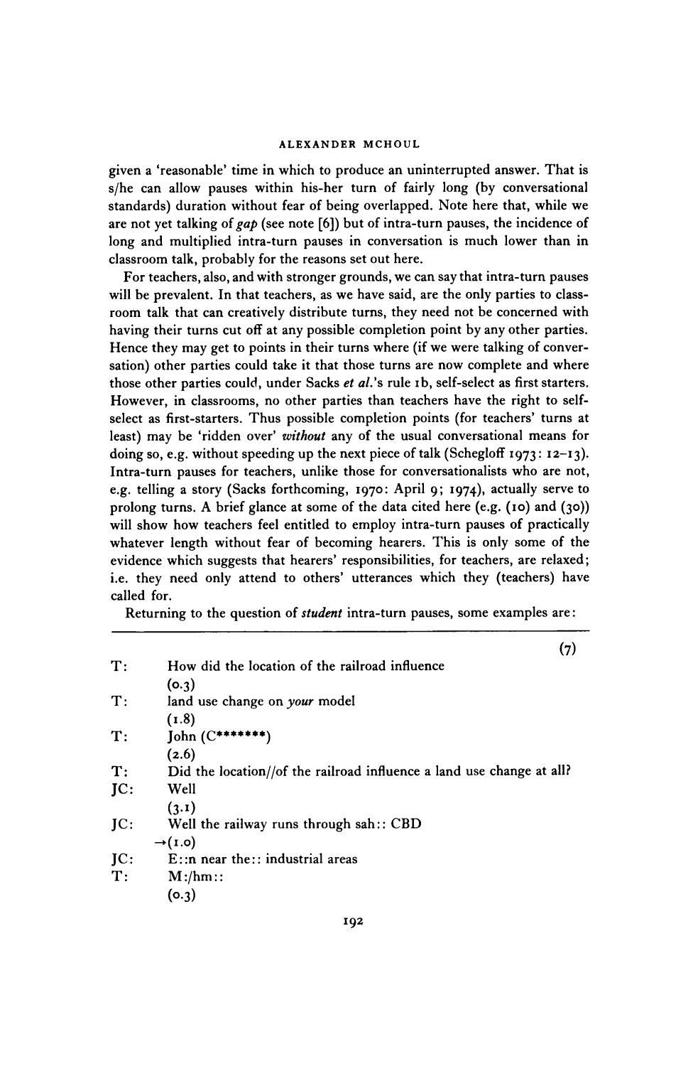given a 'reasonable' time in which to produce an uninterrupted answer. That is s/he can allow pauses within his-her turn of fairly long (by conversational standards) duration without fear of being overlapped. Note here that, while we are not yet talking of *gap* (see note [6]) but of intra-turn pauses, the incidence of long and multiplied intra-turn pauses in conversation is much lower than in classroom talk, probably for the reasons set out here.

For teachers, also, and with stronger grounds, we can say that intra-turn pauses will be prevalent. In that teachers, as we have said, are the only parties to classroom talk that can creatively distribute turns, they need not be concerned with having their turns cut off at any possible completion point by any other parties. Hence they may get to points in their turns where (if we were talking of conversation) other parties could take it that those turns are now complete and where those other parties could, under Sacks *et al.*'s rule 1b, self-select as first starters. However, in classrooms, no other parties than teachers have the right to self-select as first-starters. Thus possible completion points (for teachers' turns at least) may be 'ridden over' *without* any of the usual conversational means for doing so, e.g. without speeding up the next piece of talk (Schegloff 1973: 12–13). Intra-turn pauses for teachers, unlike those for conversationalists who are not, e.g. telling a story (Sacks forthcoming, 1970: April 9; 1974), actually serve to prolong turns. A brief glance at some of the data cited here (e.g. (10) and (30)) will show how teachers feel entitled to employ intra-turn pauses of practically whatever length without fear of becoming hearers. This is only some of the evidence which suggests that hearers' responsibilities, for teachers, are relaxed; i.e. they need only attend to others' utterances which they (teachers) have called for.

Returning to the question of *student* intra-turn pauses, some examples are:

(7)

```
T:    How did the location of the railroad influence
      (0.3)
T:    land use change on your model
      (1.8)
T:    John (C*******)
      (2.6)
T:    Did the location//of the railroad influence a land use change at all?
JC:   Well
      (3.1)
JC:   Well the railway runs through sah:: CBD
    →(1.0)
JC:   E::n near the:: industrial areas
T:    M:/hm::
      (0.3)
```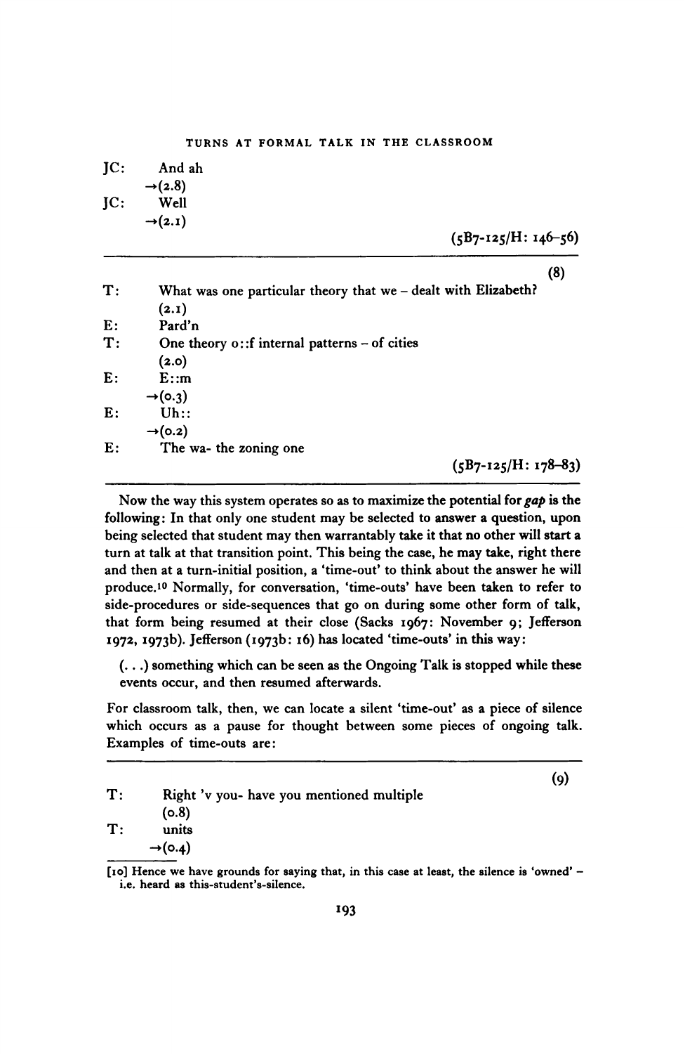JC:    And ah
       →(2.8)
JC:    Well
       →(2.1)

(5B7-125/H: 146–56)

---

(8)

T:    What was one particular theory that we – dealt with Elizabeth?
      (2.1)
E:    Pard'n
T:    One theory o::f internal patterns – of cities
      (2.0)
E:    E::m
      →(0.3)
E:    Uh::
      →(0.2)
E:    The wa- the zoning one

(5B7-125/H: 178–83)

---

Now the way this system operates so as to maximize the potential for *gap* is the following: In that only one student may be selected to answer a question, upon being selected that student may then warrantably take it that no other will start a turn at talk at that transition point. This being the case, he may take, right there and then at a turn-initial position, a 'time-out' to think about the answer he will produce.[10] Normally, for conversation, 'time-outs' have been taken to refer to side-procedures or side-sequences that go on during some other form of talk, that form being resumed at their close (Sacks 1967: November 9; Jefferson 1972, 1973b). Jefferson (1973b: 16) has located 'time-outs' in this way:

> (. . .) something which can be seen as the Ongoing Talk is stopped while these events occur, and then resumed afterwards.

For classroom talk, then, we can locate a silent 'time-out' as a piece of silence which occurs as a pause for thought between some pieces of ongoing talk. Examples of time-outs are:

---

(9)

T:    Right 'v you- have you mentioned multiple
      (0.8)
T:    units
      →(0.4)

[10] Hence we have grounds for saying that, in this case at least, the silence is 'owned' – i.e. heard as this-student's-silence.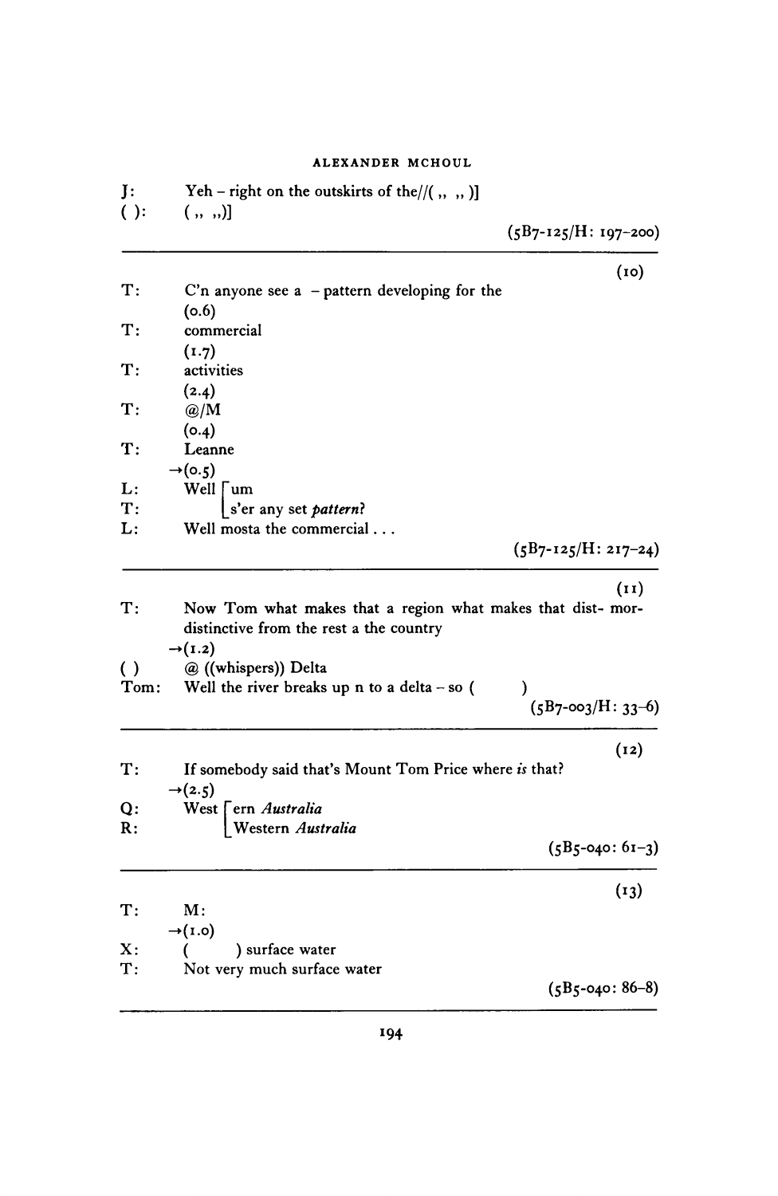J: Yeh – right on the outskirts of the//( „ „ )]
( ): ( „ „)]

(5B7-125/H: 197–200)

---

(10)

T: C'n anyone see a – pattern developing for the
(0.6)
T: commercial
(1.7)
T: activities
(2.4)
T: @/M
(0.4)
T: Leanne
→(0.5)
L: Well [um
T: [s'er any set *pattern*?
L: Well mosta the commercial . . .

(5B7-125/H: 217–24)

---

(11)

T: Now Tom what makes that a region what makes that dist- mor-distinctive from the rest a the country
→(1.2)
( ) @ ((whispers)) Delta
Tom: Well the river breaks up n to a delta – so ( )

(5B7-003/H: 33–6)

---

(12)

T: If somebody said that's Mount Tom Price where *is* that?
→(2.5)
Q: West [ern *Australia*
R: [Western *Australia*

(5B5-040: 61–3)

---

(13)

T: M:
→(1.0)
X: ( ) surface water
T: Not very much surface water

(5B5-040: 86–8)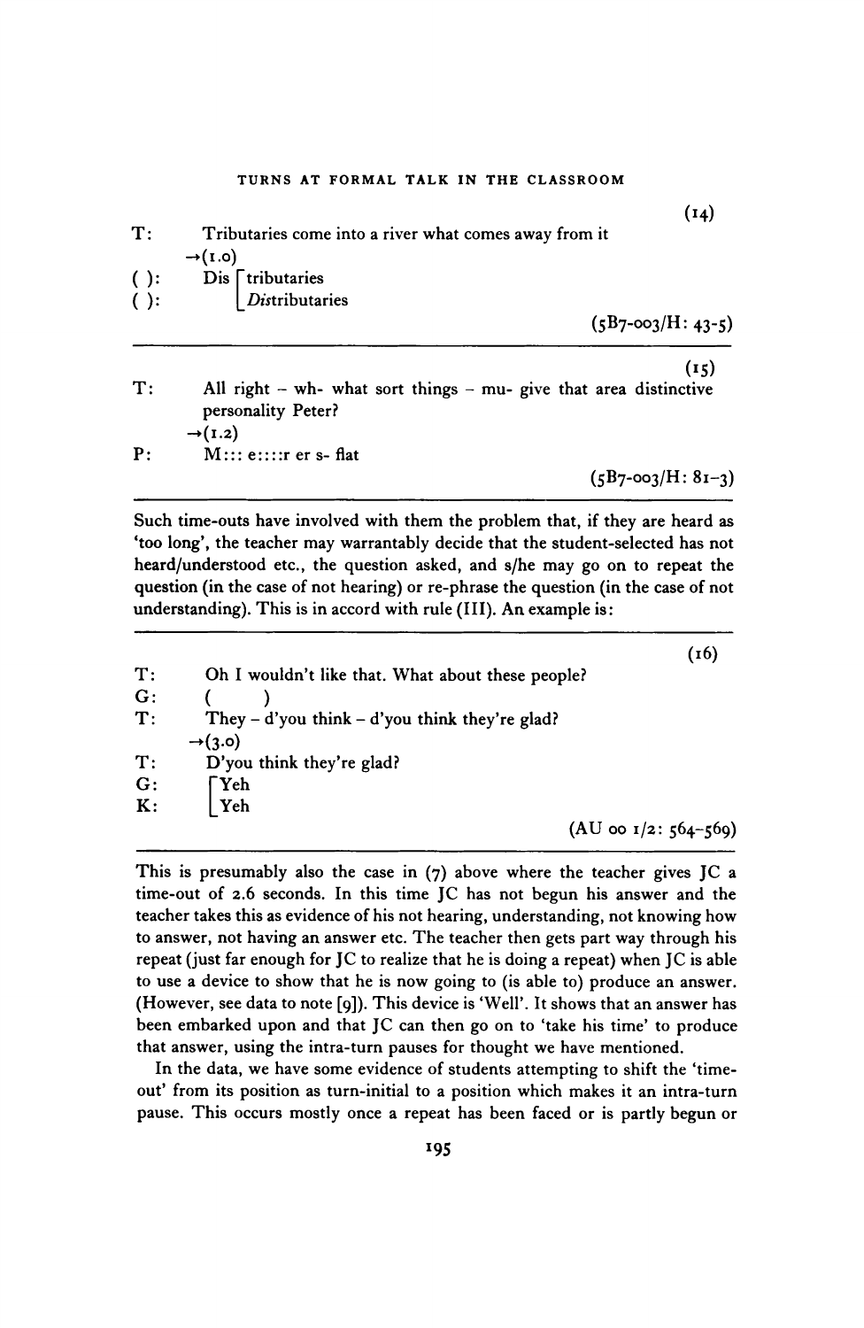(14)

```
T:     Tributaries come into a river what comes away from it
       →(1.0)
( ):   Dis ⌈tributaries
( ):       ⌊Distributaries
```

(5B7-003/H: 43-5)

---

(15)

```
T:     All right – wh- what sort things – mu- give that area distinctive
       personality Peter?
       →(1.2)
P:     M::: e::::r er s- flat
```

(5B7-003/H: 81-3)

---

Such time-outs have involved with them the problem that, if they are heard as 'too long', the teacher may warrantably decide that the student-selected has not heard/understood etc., the question asked, and s/he may go on to repeat the question (in the case of not hearing) or re-phrase the question (in the case of not understanding). This is in accord with rule (III). An example is:

---

(16)

```
T:     Oh I wouldn't like that. What about these people?
G:     (      )
T:     They – d'you think – d'you think they're glad?
       →(3.0)
T:     D'you think they're glad?
G:     ⌈Yeh
K:     ⌊Yeh
```

(AU 00 1/2: 564-569)

---

This is presumably also the case in (7) above where the teacher gives JC a time-out of 2.6 seconds. In this time JC has not begun his answer and the teacher takes this as evidence of his not hearing, understanding, not knowing how to answer, not having an answer etc. The teacher then gets part way through his repeat (just far enough for JC to realize that he is doing a repeat) when JC is able to use a device to show that he is now going to (is able to) produce an answer. (However, see data to note [9]). This device is 'Well'. It shows that an answer has been embarked upon and that JC can then go on to 'take his time' to produce that answer, using the intra-turn pauses for thought we have mentioned.

In the data, we have some evidence of students attempting to shift the 'time-out' from its position as turn-initial to a position which makes it an intra-turn pause. This occurs mostly once a repeat has been faced or is partly begun or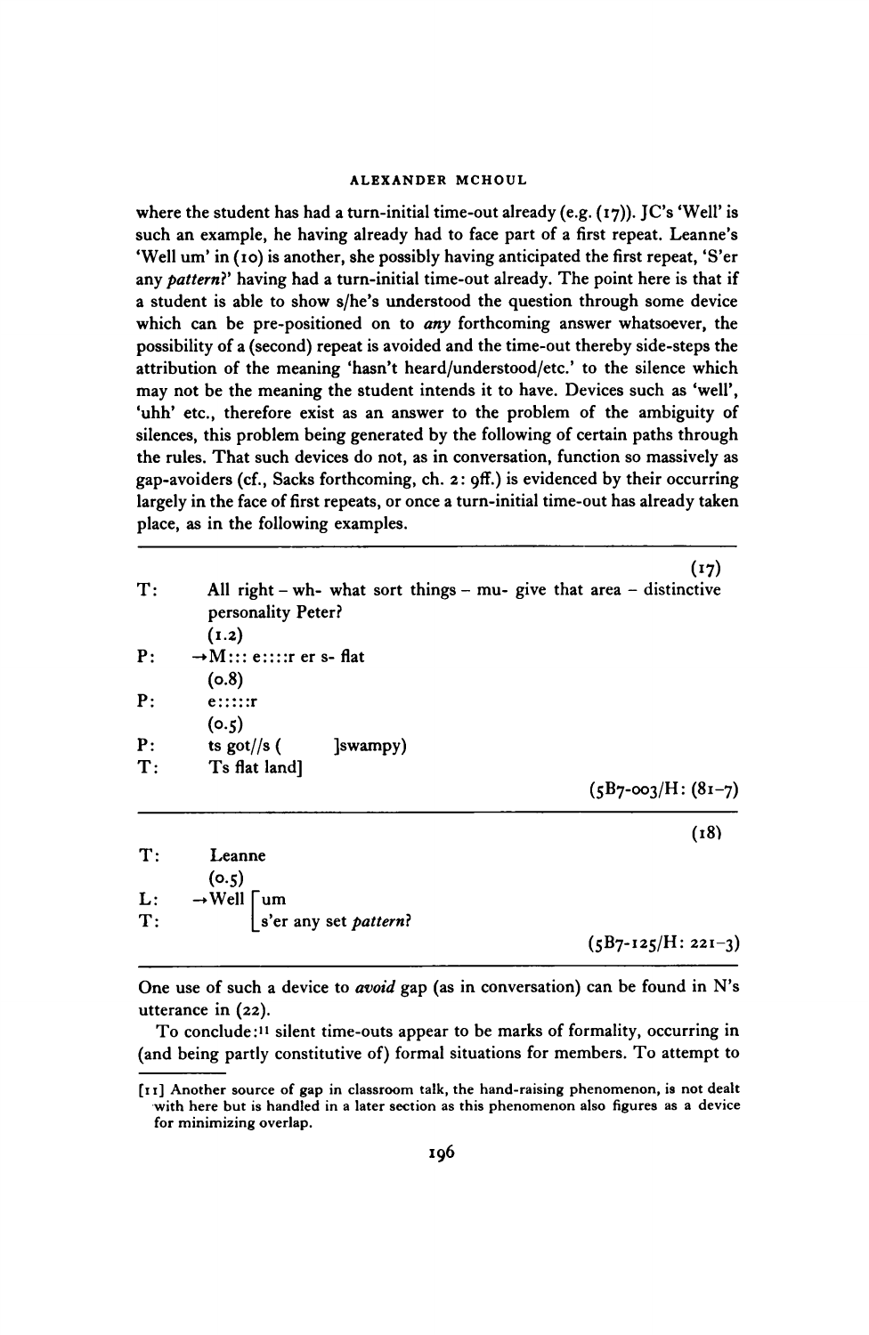where the student has had a turn-initial time-out already (e.g. (17)). JC's 'Well' is such an example, he having already had to face part of a first repeat. Leanne's 'Well um' in (10) is another, she possibly having anticipated the first repeat, 'S'er any *pattern*?' having had a turn-initial time-out already. The point here is that if a student is able to show s/he's understood the question through some device which can be pre-positioned on to *any* forthcoming answer whatsoever, the possibility of a (second) repeat is avoided and the time-out thereby side-steps the attribution of the meaning 'hasn't heard/understood/etc.' to the silence which may not be the meaning the student intends it to have. Devices such as 'well', 'uhh' etc., therefore exist as an answer to the problem of the ambiguity of silences, this problem being generated by the following of certain paths through the rules. That such devices do not, as in conversation, function so massively as gap-avoiders (cf., Sacks forthcoming, ch. 2: 9ff.) is evidenced by their occurring largely in the face of first repeats, or once a turn-initial time-out has already taken place, as in the following examples.

---

(17)

```
T:   All right – wh- what sort things – mu- give that area – distinctive
     personality Peter?
     (1.2)
P:   →M::: e::::r er s- flat
     (0.8)
P:   e:::::r
     (0.5)
P:   ts got//s (       ]swampy)
T:   Ts flat land]
```

(5B7-003/H: (81–7)

---

(18)

```
T:   Leanne
     (0.5)
L:   →Well [um
T:         [s'er any set pattern?
```

(5B7-125/H: 221–3)

---

One use of such a device to *avoid* gap (as in conversation) can be found in N's utterance in (22).

To conclude:[11] silent time-outs appear to be marks of formality, occurring in (and being partly constitutive of) formal situations for members. To attempt to

[11] Another source of gap in classroom talk, the hand-raising phenomenon, is not dealt with here but is handled in a later section as this phenomenon also figures as a device for minimizing overlap.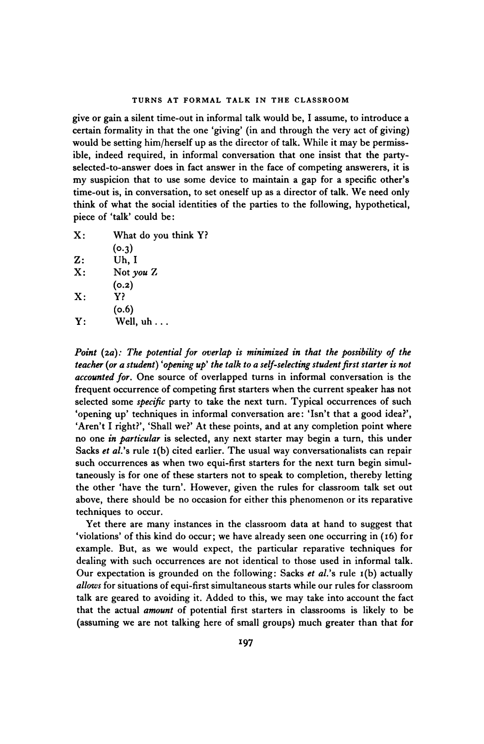give or gain a silent time-out in informal talk would be, I assume, to introduce a certain formality in that the one 'giving' (in and through the very act of giving) would be setting him/herself up as the director of talk. While it may be permissible, indeed required, in informal conversation that one insist that the party-selected-to-answer does in fact answer in the face of competing answerers, it is my suspicion that to use some device to maintain a gap for a specific other's time-out is, in conversation, to set oneself up as a director of talk. We need only think of what the social identities of the parties to the following, hypothetical, piece of 'talk' could be:

X: What do you think Y?
(0.3)
Z: Uh, I
X: Not *you* Z
(0.2)
X: Y?
(0.6)
Y: Well, uh . . .

*Point (2a): The potential for overlap is minimized in that the possibility of the teacher (or a student) 'opening up' the talk to a self-selecting student first starter is not accounted for.* One source of overlapped turns in informal conversation is the frequent occurrence of competing first starters when the current speaker has not selected some *specific* party to take the next turn. Typical occurrences of such 'opening up' techniques in informal conversation are: 'Isn't that a good idea?', 'Aren't I right?', 'Shall we?' At these points, and at any completion point where no one *in particular* is selected, any next starter may begin a turn, this under Sacks *et al.*'s rule 1(b) cited earlier. The usual way conversationalists can repair such occurrences as when two equi-first starters for the next turn begin simultaneously is for one of these starters not to speak to completion, thereby letting the other 'have the turn'. However, given the rules for classroom talk set out above, there should be no occasion for either this phenomenon or its reparative techniques to occur.

Yet there are many instances in the classroom data at hand to suggest that 'violations' of this kind do occur; we have already seen one occurring in (16) for example. But, as we would expect, the particular reparative techniques for dealing with such occurrences are not identical to those used in informal talk. Our expectation is grounded on the following: Sacks *et al.*'s rule 1(b) actually *allows* for situations of equi-first simultaneous starts while our rules for classroom talk are geared to avoiding it. Added to this, we may take into account the fact that the actual *amount* of potential first starters in classrooms is likely to be (assuming we are not talking here of small groups) much greater than that for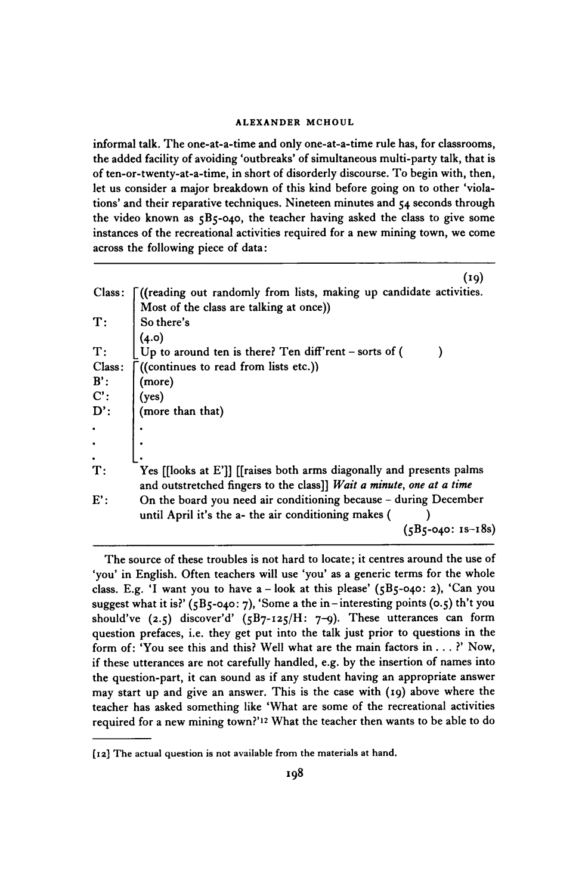informal talk. The one-at-a-time and only one-at-a-time rule has, for classrooms, the added facility of avoiding 'outbreaks' of simultaneous multi-party talk, that is of ten-or-twenty-at-a-time, in short of disorderly discourse. To begin with, then, let us consider a major breakdown of this kind before going on to other 'violations' and their reparative techniques. Nineteen minutes and 54 seconds through the video known as 5B5-040, the teacher having asked the class to give some instances of the recreational activities required for a new mining town, we come across the following piece of data:

(19)

```
Class: [((reading out randomly from lists, making up candidate activities.
       |  Most of the class are talking at once))
T:     |  So there's
       |  (4.0)
T:     [_Up to around ten is there? Ten diff'rent – sorts of (        )
Class: [((continues to read from lists etc.))
B':    |  (more)
C':    |  (yes)
D':    |  (more than that)
.      |  .
.      |  .
.      [_ .
T:        Yes [[looks at E']] [[raises both arms diagonally and presents palms
          and outstretched fingers to the class]] Wait a minute, one at a time
E':       On the board you need air conditioning because – during December
          until April it's the a- the air conditioning makes (        )
                                                        (5B5-040: 1s–18s)
```

The source of these troubles is not hard to locate; it centres around the use of 'you' in English. Often teachers will use 'you' as a generic terms for the whole class. E.g. 'I want you to have a – look at this please' (5B5-040: 2), 'Can you suggest what it is?' (5B5-040: 7), 'Some a the in – interesting points (0.5) th't you should've (2.5) discover'd' (5B7-125/H: 7–9). These utterances can form question prefaces, i.e. they get put into the talk just prior to questions in the form of: 'You see this and this? Well what are the main factors in . . . ?' Now, if these utterances are not carefully handled, e.g. by the insertion of names into the question-part, it can sound as if any student having an appropriate answer may start up and give an answer. This is the case with (19) above where the teacher has asked something like 'What are some of the recreational activities required for a new mining town?'[12] What the teacher then wants to be able to do

[12] The actual question is not available from the materials at hand.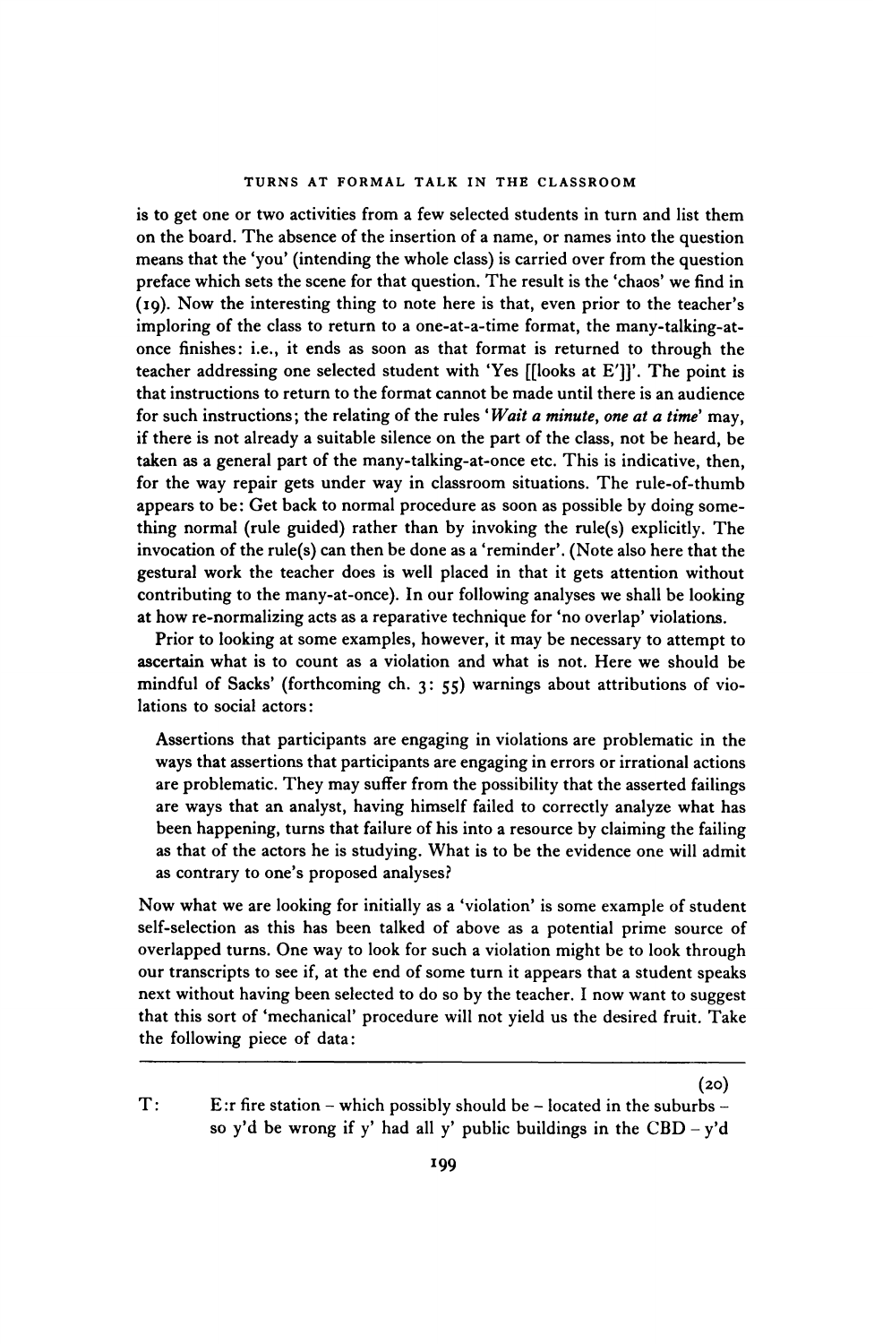is to get one or two activities from a few selected students in turn and list them on the board. The absence of the insertion of a name, or names into the question means that the 'you' (intending the whole class) is carried over from the question preface which sets the scene for that question. The result is the 'chaos' we find in (19). Now the interesting thing to note here is that, even prior to the teacher's imploring of the class to return to a one-at-a-time format, the many-talking-at-once finishes: i.e., it ends as soon as that format is returned to through the teacher addressing one selected student with 'Yes [[looks at E']]'. The point is that instructions to return to the format cannot be made until there is an audience for such instructions; the relating of the rules '*Wait a minute, one at a time*' may, if there is not already a suitable silence on the part of the class, not be heard, be taken as a general part of the many-talking-at-once etc. This is indicative, then, for the way repair gets under way in classroom situations. The rule-of-thumb appears to be: Get back to normal procedure as soon as possible by doing something normal (rule guided) rather than by invoking the rule(s) explicitly. The invocation of the rule(s) can then be done as a 'reminder'. (Note also here that the gestural work the teacher does is well placed in that it gets attention without contributing to the many-at-once). In our following analyses we shall be looking at how re-normalizing acts as a reparative technique for 'no overlap' violations.

Prior to looking at some examples, however, it may be necessary to attempt to ascertain what is to count as a violation and what is not. Here we should be mindful of Sacks' (forthcoming ch. 3: 55) warnings about attributions of violations to social actors:

> Assertions that participants are engaging in violations are problematic in the ways that assertions that participants are engaging in errors or irrational actions are problematic. They may suffer from the possibility that the asserted failings are ways that an analyst, having himself failed to correctly analyze what has been happening, turns that failure of his into a resource by claiming the failing as that of the actors he is studying. What is to be the evidence one will admit as contrary to one's proposed analyses?

Now what we are looking for initially as a 'violation' is some example of student self-selection as this has been talked of above as a potential prime source of overlapped turns. One way to look for such a violation might be to look through our transcripts to see if, at the end of some turn it appears that a student speaks next without having been selected to do so by the teacher. I now want to suggest that this sort of 'mechanical' procedure will not yield us the desired fruit. Take the following piece of data:

(20)

T: E:r fire station – which possibly should be – located in the suburbs – so y'd be wrong if y' had all y' public buildings in the CBD – y'd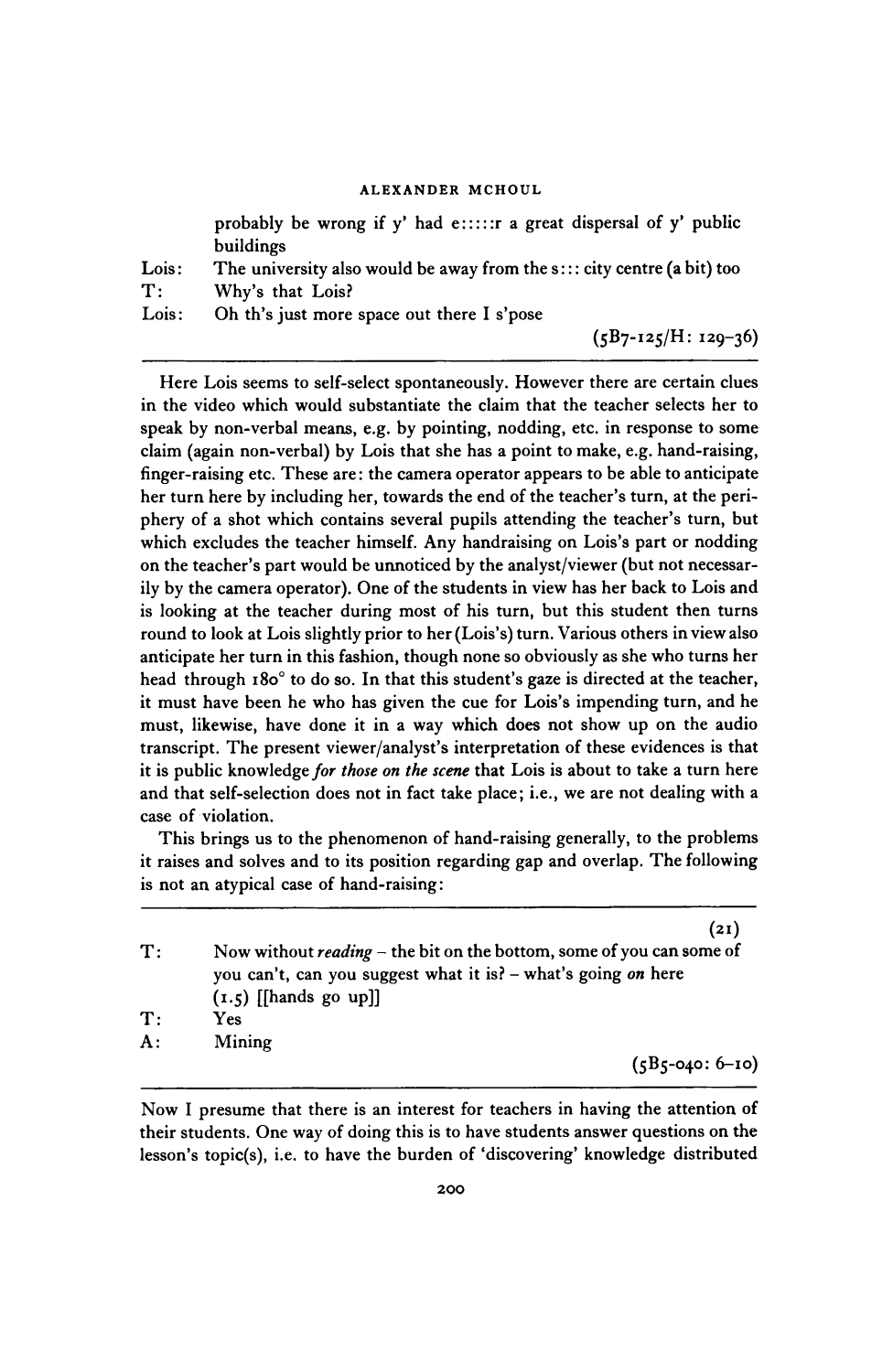probably be wrong if y' had e:::::r a great dispersal of y' public buildings

Lois: The university also would be away from the s::: city centre (a bit) too

T: Why's that Lois?

Lois: Oh th's just more space out there I s'pose

(5B7-125/H: 129–36)

---

Here Lois seems to self-select spontaneously. However there are certain clues in the video which would substantiate the claim that the teacher selects her to speak by non-verbal means, e.g. by pointing, nodding, etc. in response to some claim (again non-verbal) by Lois that she has a point to make, e.g. hand-raising, finger-raising etc. These are: the camera operator appears to be able to anticipate her turn here by including her, towards the end of the teacher's turn, at the periphery of a shot which contains several pupils attending the teacher's turn, but which excludes the teacher himself. Any handraising on Lois's part or nodding on the teacher's part would be unnoticed by the analyst/viewer (but not necessarily by the camera operator). One of the students in view has her back to Lois and is looking at the teacher during most of his turn, but this student then turns round to look at Lois slightly prior to her (Lois's) turn. Various others in view also anticipate her turn in this fashion, though none so obviously as she who turns her head through 180° to do so. In that this student's gaze is directed at the teacher, it must have been he who has given the cue for Lois's impending turn, and he must, likewise, have done it in a way which does not show up on the audio transcript. The present viewer/analyst's interpretation of these evidences is that it is public knowledge *for those on the scene* that Lois is about to take a turn here and that self-selection does not in fact take place; i.e., we are not dealing with a case of violation.

This brings us to the phenomenon of hand-raising generally, to the problems it raises and solves and to its position regarding gap and overlap. The following is not an atypical case of hand-raising:

---

(21)

T: Now without *reading* – the bit on the bottom, some of you can some of you can't, can you suggest what it is? – what's going *on* here (1.5) [[hands go up]]

T: Yes

A: Mining

(5B5-040: 6–10)

---

Now I presume that there is an interest for teachers in having the attention of their students. One way of doing this is to have students answer questions on the lesson's topic(s), i.e. to have the burden of 'discovering' knowledge distributed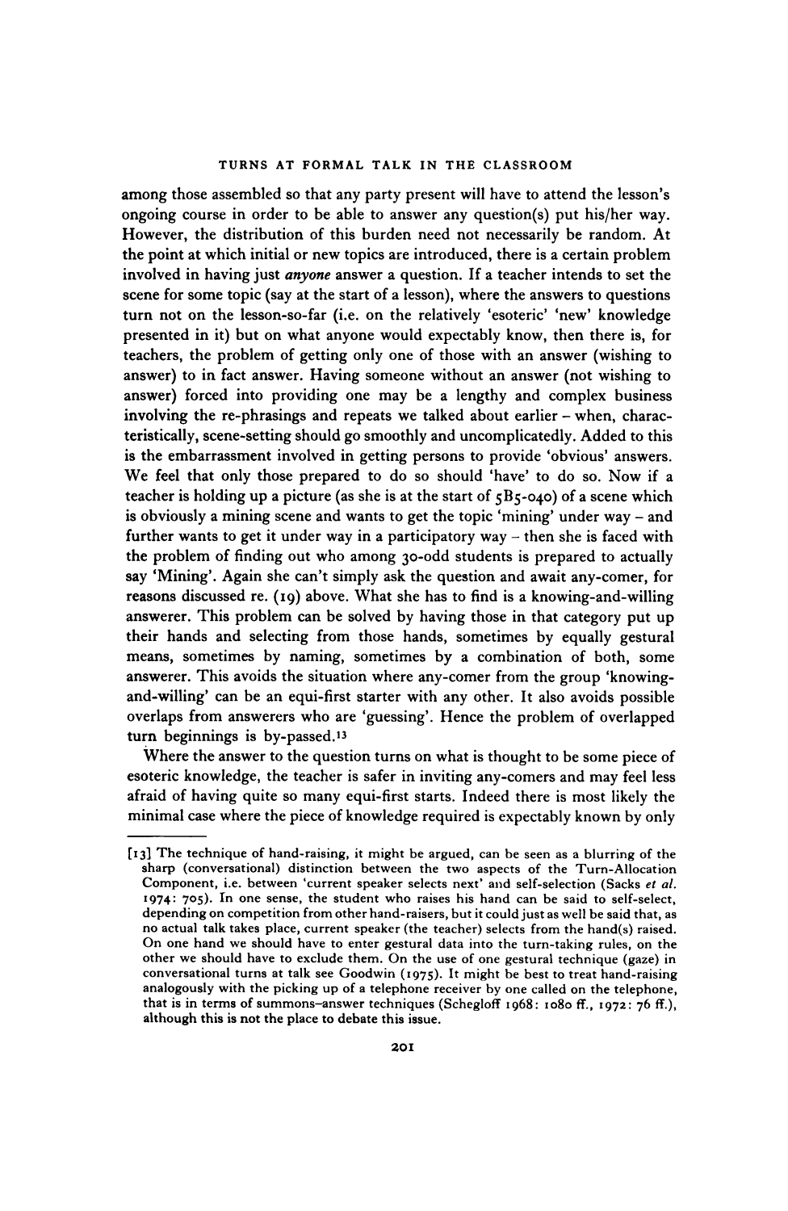among those assembled so that any party present will have to attend the lesson's ongoing course in order to be able to answer any question(s) put his/her way. However, the distribution of this burden need not necessarily be random. At the point at which initial or new topics are introduced, there is a certain problem involved in having just *anyone* answer a question. If a teacher intends to set the scene for some topic (say at the start of a lesson), where the answers to questions turn not on the lesson-so-far (i.e. on the relatively 'esoteric' 'new' knowledge presented in it) but on what anyone would expectably know, then there is, for teachers, the problem of getting only one of those with an answer (wishing to answer) to in fact answer. Having someone without an answer (not wishing to answer) forced into providing one may be a lengthy and complex business involving the re-phrasings and repeats we talked about earlier – when, characteristically, scene-setting should go smoothly and uncomplicatedly. Added to this is the embarrassment involved in getting persons to provide 'obvious' answers. We feel that only those prepared to do so should 'have' to do so. Now if a teacher is holding up a picture (as she is at the start of 5B5-040) of a scene which is obviously a mining scene and wants to get the topic 'mining' under way – and further wants to get it under way in a participatory way – then she is faced with the problem of finding out who among 30-odd students is prepared to actually say 'Mining'. Again she can't simply ask the question and await any-comer, for reasons discussed re. (19) above. What she has to find is a knowing-and-willing answerer. This problem can be solved by having those in that category put up their hands and selecting from those hands, sometimes by equally gestural means, sometimes by naming, sometimes by a combination of both, some answerer. This avoids the situation where any-comer from the group 'knowing-and-willing' can be an equi-first starter with any other. It also avoids possible overlaps from answerers who are 'guessing'. Hence the problem of overlapped turn beginnings is by-passed.[13]

Where the answer to the question turns on what is thought to be some piece of esoteric knowledge, the teacher is safer in inviting any-comers and may feel less afraid of having quite so many equi-first starts. Indeed there is most likely the minimal case where the piece of knowledge required is expectably known by only

---

[13] The technique of hand-raising, it might be argued, can be seen as a blurring of the sharp (conversational) distinction between the two aspects of the Turn-Allocation Component, i.e. between 'current speaker selects next' and self-selection (Sacks *et al.* 1974: 705). In one sense, the student who raises his hand can be said to self-select, depending on competition from other hand-raisers, but it could just as well be said that, as no actual talk takes place, current speaker (the teacher) selects from the hand(s) raised. On one hand we should have to enter gestural data into the turn-taking rules, on the other we should have to exclude them. On the use of one gestural technique (gaze) in conversational turns at talk see Goodwin (1975). It might be best to treat hand-raising analogously with the picking up of a telephone receiver by one called on the telephone, that is in terms of summons–answer techniques (Schegloff 1968: 1080 ff., 1972: 76 ff.), although this is not the place to debate this issue.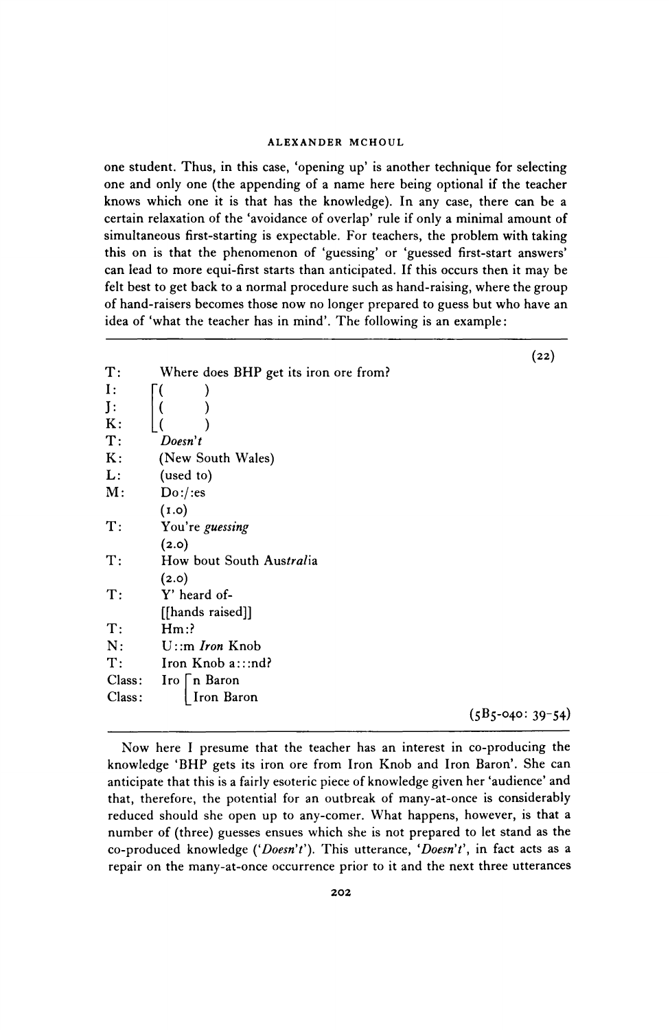one student. Thus, in this case, 'opening up' is another technique for selecting one and only one (the appending of a name here being optional if the teacher knows which one it is that has the knowledge). In any case, there can be a certain relaxation of the 'avoidance of overlap' rule if only a minimal amount of simultaneous first-starting is expectable. For teachers, the problem with taking this on is that the phenomenon of 'guessing' or 'guessed first-start answers' can lead to more equi-first starts than anticipated. If this occurs then it may be felt best to get back to a normal procedure such as hand-raising, where the group of hand-raisers becomes those now no longer prepared to guess but who have an idea of 'what the teacher has in mind'. The following is an example:

(22)

```
T:      Where does BHP get its iron ore from?
I:      [(      )
J:      [(      )
K:      [(      )
T:      Doesn't
K:      (New South Wales)
L:      (used to)
M:      Do:/:es
        (1.0)
T:      You're guessing
        (2.0)
T:      How bout South Australia
        (2.0)
T:      Y' heard of-
        [[hands raised]]
T:      Hm:?
N:      U::m Iron Knob
T:      Iron Knob a:::nd?
Class:  Iro [n Baron
Class:      [Iron Baron
```

(5B5-040: 39-54)

Now here I presume that the teacher has an interest in co-producing the knowledge 'BHP gets its iron ore from Iron Knob and Iron Baron'. She can anticipate that this is a fairly esoteric piece of knowledge given her 'audience' and that, therefore, the potential for an outbreak of many-at-once is considerably reduced should she open up to any-comer. What happens, however, is that a number of (three) guesses ensues which she is not prepared to let stand as the co-produced knowledge ('*Doesn't*'). This utterance, '*Doesn't*', in fact acts as a repair on the many-at-once occurrence prior to it and the next three utterances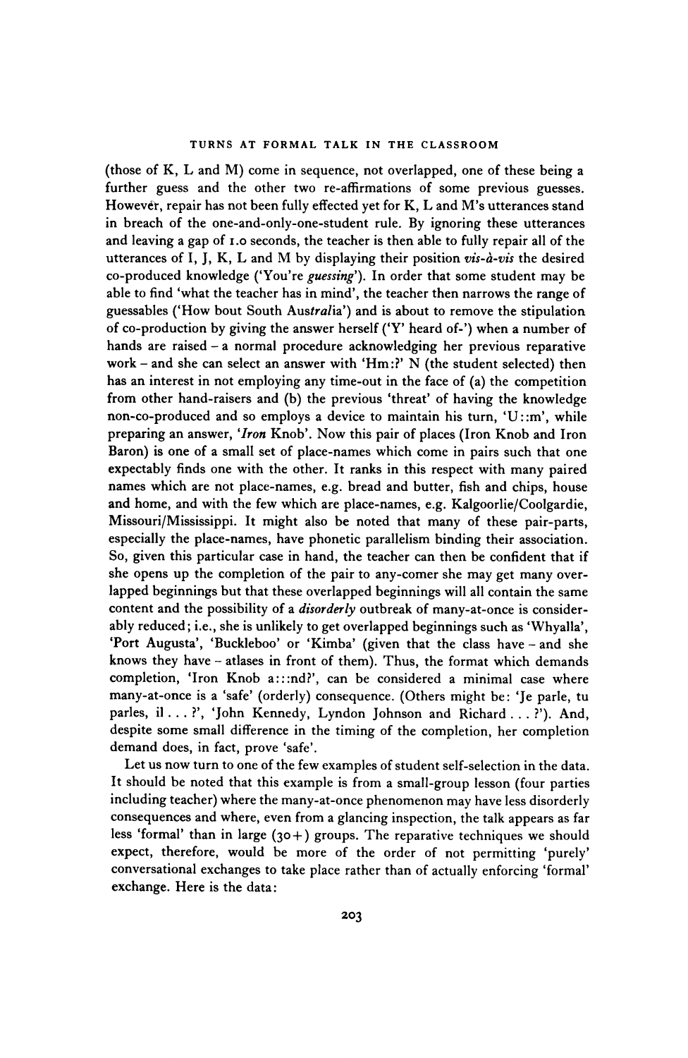(those of K, L and M) come in sequence, not overlapped, one of these being a further guess and the other two re-affirmations of some previous guesses. However, repair has not been fully effected yet for K, L and M's utterances stand in breach of the one-and-only-one-student rule. By ignoring these utterances and leaving a gap of 1.0 seconds, the teacher is then able to fully repair all of the utterances of I, J, K, L and M by displaying their position *vis-à-vis* the desired co-produced knowledge ('You're *guessing*'). In order that some student may be able to find 'what the teacher has in mind', the teacher then narrows the range of guessables ('How bout South Aus*tral*ia') and is about to remove the stipulation of co-production by giving the answer herself ('Y' heard of-') when a number of hands are raised – a normal procedure acknowledging her previous reparative work – and she can select an answer with 'Hm:?' N (the student selected) then has an interest in not employing any time-out in the face of (a) the competition from other hand-raisers and (b) the previous 'threat' of having the knowledge non-co-produced and so employs a device to maintain his turn, 'U::m', while preparing an answer, '*Iron* Knob'. Now this pair of places (Iron Knob and Iron Baron) is one of a small set of place-names which come in pairs such that one expectably finds one with the other. It ranks in this respect with many paired names which are not place-names, e.g. bread and butter, fish and chips, house and home, and with the few which are place-names, e.g. Kalgoorlie/Coolgardie, Missouri/Mississippi. It might also be noted that many of these pair-parts, especially the place-names, have phonetic parallelism binding their association. So, given this particular case in hand, the teacher can then be confident that if she opens up the completion of the pair to any-comer she may get many overlapped beginnings but that these overlapped beginnings will all contain the same content and the possibility of a *disorderly* outbreak of many-at-once is considerably reduced; i.e., she is unlikely to get overlapped beginnings such as 'Whyalla', 'Port Augusta', 'Buckleboo' or 'Kimba' (given that the class have – and she knows they have – atlases in front of them). Thus, the format which demands completion, 'Iron Knob a:::nd?', can be considered a minimal case where many-at-once is a 'safe' (orderly) consequence. (Others might be: 'Je parle, tu parles, il . . . ?', 'John Kennedy, Lyndon Johnson and Richard . . . ?'). And, despite some small difference in the timing of the completion, her completion demand does, in fact, prove 'safe'.

Let us now turn to one of the few examples of student self-selection in the data. It should be noted that this example is from a small-group lesson (four parties including teacher) where the many-at-once phenomenon may have less disorderly consequences and where, even from a glancing inspection, the talk appears as far less 'formal' than in large (30+) groups. The reparative techniques we should expect, therefore, would be more of the order of not permitting 'purely' conversational exchanges to take place rather than of actually enforcing 'formal' exchange. Here is the data: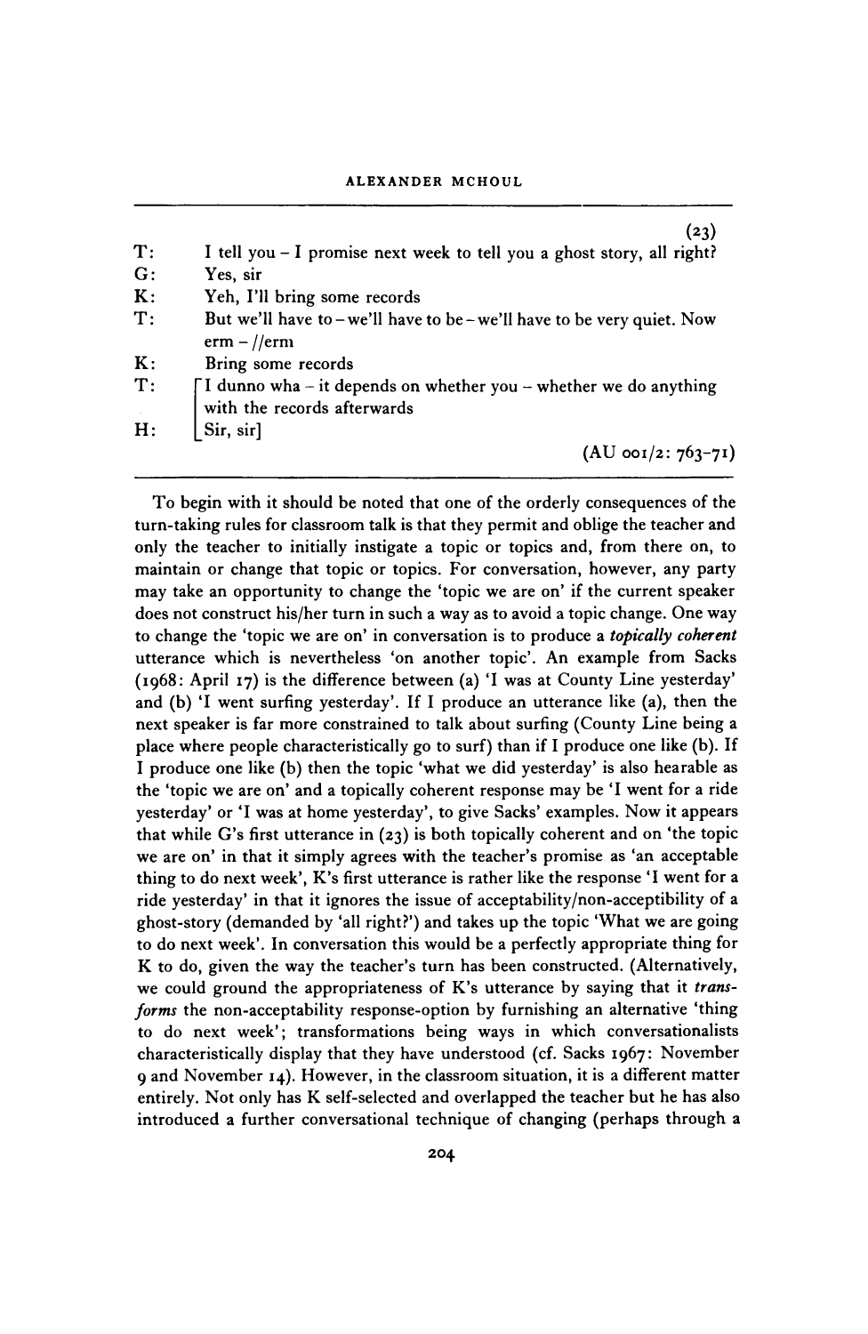(23)

| | |
|---|---|
| T: | I tell you – I promise next week to tell you a ghost story, all right? |
| G: | Yes, sir |
| K: | Yeh, I'll bring some records |
| T: | But we'll have to – we'll have to be – we'll have to be very quiet. Now erm – //erm |
| K: | Bring some records |
| T: | [I dunno wha – it depends on whether you – whether we do anything with the records afterwards |
| H: | [Sir, sir] |

(AU 001/2: 763–71)

To begin with it should be noted that one of the orderly consequences of the turn-taking rules for classroom talk is that they permit and oblige the teacher and only the teacher to initially instigate a topic or topics and, from there on, to maintain or change that topic or topics. For conversation, however, any party may take an opportunity to change the 'topic we are on' if the current speaker does not construct his/her turn in such a way as to avoid a topic change. One way to change the 'topic we are on' in conversation is to produce a ***topically coherent*** utterance which is nevertheless 'on another topic'. An example from Sacks (1968: April 17) is the difference between (a) 'I was at County Line yesterday' and (b) 'I went surfing yesterday'. If I produce an utterance like (a), then the next speaker is far more constrained to talk about surfing (County Line being a place where people characteristically go to surf) than if I produce one like (b). If I produce one like (b) then the topic 'what we did yesterday' is also hearable as the 'topic we are on' and a topically coherent response may be 'I went for a ride yesterday' or 'I was at home yesterday', to give Sacks' examples. Now it appears that while G's first utterance in (23) is both topically coherent and on 'the topic we are on' in that it simply agrees with the teacher's promise as 'an acceptable thing to do next week', K's first utterance is rather like the response 'I went for a ride yesterday' in that it ignores the issue of acceptability/non-acceptibility of a ghost-story (demanded by 'all right?') and takes up the topic 'What we are going to do next week'. In conversation this would be a perfectly appropriate thing for K to do, given the way the teacher's turn has been constructed. (Alternatively, we could ground the appropriateness of K's utterance by saying that it *transforms* the non-acceptability response-option by furnishing an alternative 'thing to do next week'; transformations being ways in which conversationalists characteristically display that they have understood (cf. Sacks 1967: November 9 and November 14). However, in the classroom situation, it is a different matter entirely. Not only has K self-selected and overlapped the teacher but he has also introduced a further conversational technique of changing (perhaps through a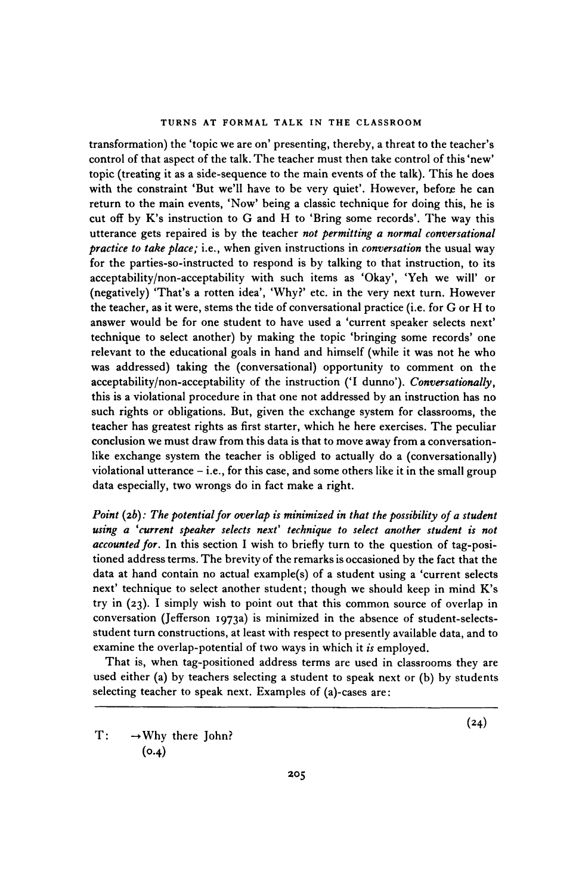transformation) the 'topic we are on' presenting, thereby, a threat to the teacher's control of that aspect of the talk. The teacher must then take control of this 'new' topic (treating it as a side-sequence to the main events of the talk). This he does with the constraint 'But we'll have to be very quiet'. However, before he can return to the main events, 'Now' being a classic technique for doing this, he is cut off by K's instruction to G and H to 'Bring some records'. The way this utterance gets repaired is by the teacher *not permitting a normal conversational practice to take place;* i.e., when given instructions in *conversation* the usual way for the parties-so-instructed to respond is by talking to that instruction, to its acceptability/non-acceptability with such items as 'Okay', 'Yeh we will' or (negatively) 'That's a rotten idea', 'Why?' etc. in the very next turn. However the teacher, as it were, stems the tide of conversational practice (i.e. for G or H to answer would be for one student to have used a 'current speaker selects next' technique to select another) by making the topic 'bringing some records' one relevant to the educational goals in hand and himself (while it was not he who was addressed) taking the (conversational) opportunity to comment on the acceptability/non-acceptability of the instruction ('I dunno'). *Conversationally*, this is a violational procedure in that one not addressed by an instruction has no such rights or obligations. But, given the exchange system for classrooms, the teacher has greatest rights as first starter, which he here exercises. The peculiar conclusion we must draw from this data is that to move away from a conversation-like exchange system the teacher is obliged to actually do a (conversationally) violational utterance – i.e., for this case, and some others like it in the small group data especially, two wrongs do in fact make a right.

*Point (2b): The potential for overlap is minimized in that the possibility of a student using a 'current speaker selects next' technique to select another student is not accounted for.* In this section I wish to briefly turn to the question of tag-positioned address terms. The brevity of the remarks is occasioned by the fact that the data at hand contain no actual example(s) of a student using a 'current selects next' technique to select another student; though we should keep in mind K's try in (23). I simply wish to point out that this common source of overlap in conversation (Jefferson 1973a) is minimized in the absence of student-selects-student turn constructions, at least with respect to presently available data, and to examine the overlap-potential of two ways in which it *is* employed.

That is, when tag-positioned address terms are used in classrooms they are used either (a) by teachers selecting a student to speak next or (b) by students selecting teacher to speak next. Examples of (a)-cases are:

(24)

T: →Why there John?
(0.4)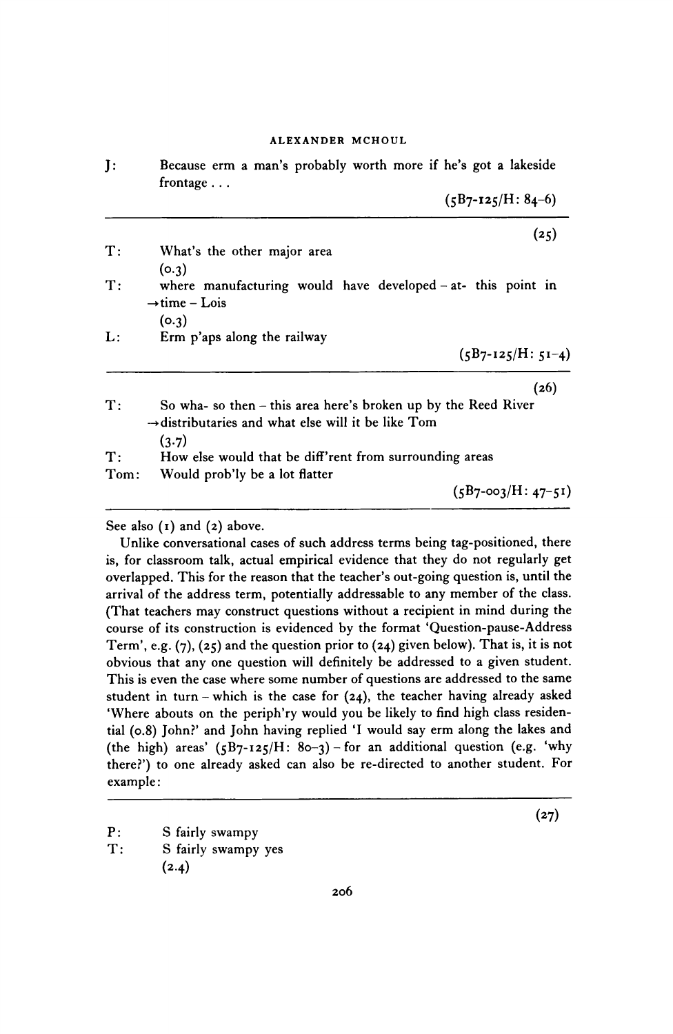J: Because erm a man's probably worth more if he's got a lakeside frontage . . .

(5B7-125/H: 84–6)

---

(25)

T: What's the other major area
(0.3)
T: where manufacturing would have developed – at- this point in
→time – Lois
(0.3)
L: Erm p'aps along the railway

(5B7-125/H: 51–4)

---

(26)

T: So wha- so then – this area here's broken up by the Reed River
→distributaries and what else will it be like Tom
(3.7)
T: How else would that be diff'rent from surrounding areas
Tom: Would prob'ly be a lot flatter

(5B7-003/H: 47–51)

---

See also (1) and (2) above.

Unlike conversational cases of such address terms being tag-positioned, there is, for classroom talk, actual empirical evidence that they do not regularly get overlapped. This for the reason that the teacher's out-going question is, until the arrival of the address term, potentially addressable to any member of the class. (That teachers may construct questions without a recipient in mind during the course of its construction is evidenced by the format 'Question-pause-Address Term', e.g. (7), (25) and the question prior to (24) given below). That is, it is not obvious that any one question will definitely be addressed to a given student. This is even the case where some number of questions are addressed to the same student in turn – which is the case for (24), the teacher having already asked 'Where abouts on the periph'ry would you be likely to find high class residential (0.8) John?' and John having replied 'I would say erm along the lakes and (the high) areas' (5B7-125/H: 80–3) – for an additional question (e.g. 'why there?') to one already asked can also be re-directed to another student. For example:

---

(27)

P: S fairly swampy
T: S fairly swampy yes
(2.4)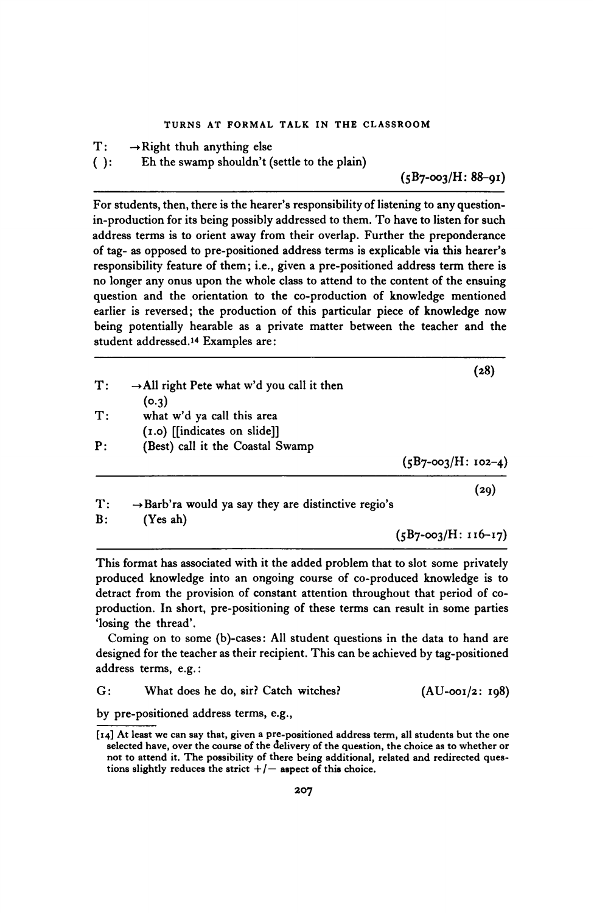T: →Right thuh anything else
( ): Eh the swamp shouldn't (settle to the plain)

(5B7-003/H: 88–91)

---

For students, then, there is the hearer's responsibility of listening to any question-in-production for its being possibly addressed to them. To have to listen for such address terms is to orient away from their overlap. Further the preponderance of tag- as opposed to pre-positioned address terms is explicable via this hearer's responsibility feature of them; i.e., given a pre-positioned address term there is no longer any onus upon the whole class to attend to the content of the ensuing question and the orientation to the co-production of knowledge mentioned earlier is reversed; the production of this particular piece of knowledge now being potentially hearable as a private matter between the teacher and the student addressed.[14] Examples are:

---

(28)

T: →All right Pete what w'd you call it then
(0.3)
T: what w'd ya call this area
(1.0) [[indicates on slide]]
P: (Best) call it the Coastal Swamp

(5B7-003/H: 102–4)

---

(29)

T: →Barb'ra would ya say they are distinctive regio's
B: (Yes ah)

(5B7-003/H: 116–17)

---

This format has associated with it the added problem that to slot some privately produced knowledge into an ongoing course of co-produced knowledge is to detract from the provision of constant attention throughout that period of co-production. In short, pre-positioning of these terms can result in some parties 'losing the thread'.

Coming on to some (b)-cases: All student questions in the data to hand are designed for the teacher as their recipient. This can be achieved by tag-positioned address terms, e.g.:

G: What does he do, sir? Catch witches? (AU-001/2: 198)

by pre-positioned address terms, e.g.,

---

[14] At least we can say that, given a pre-positioned address term, all students but the one selected have, over the course of the delivery of the question, the choice as to whether or not to attend it. The possibility of there being additional, related and redirected questions slightly reduces the strict +/− aspect of this choice.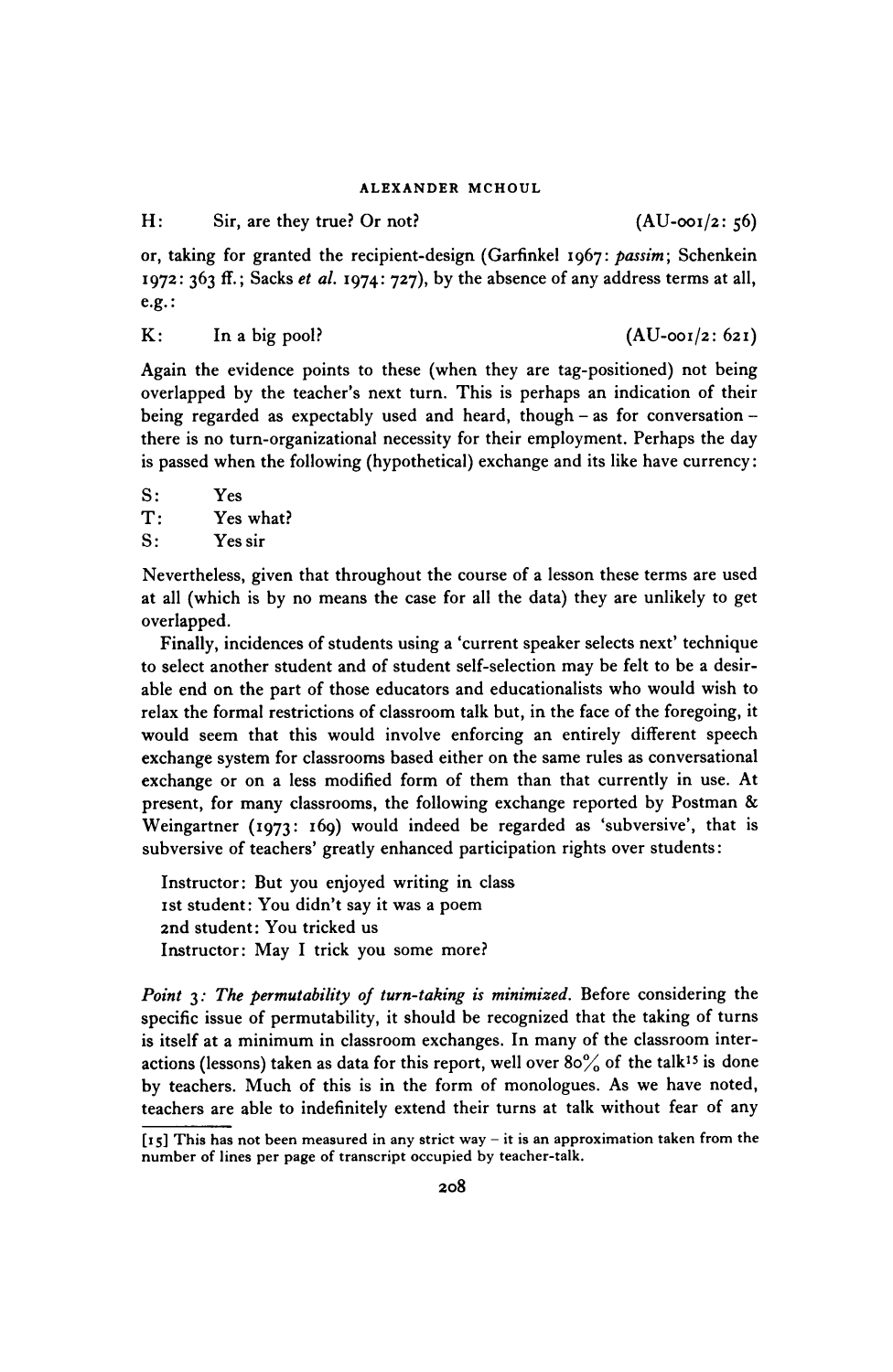H: Sir, are they true? Or not? (AU-001/2: 56)

or, taking for granted the recipient-design (Garfinkel 1967: *passim*; Schenkein 1972: 363 ff.; Sacks *et al.* 1974: 727), by the absence of any address terms at all, e.g.:

K: In a big pool? (AU-001/2: 621)

Again the evidence points to these (when they are tag-positioned) not being overlapped by the teacher's next turn. This is perhaps an indication of their being regarded as expectably used and heard, though – as for conversation – there is no turn-organizational necessity for their employment. Perhaps the day is passed when the following (hypothetical) exchange and its like have currency:

S: Yes  
T: Yes what?  
S: Yes sir

Nevertheless, given that throughout the course of a lesson these terms are used at all (which is by no means the case for all the data) they are unlikely to get overlapped.

Finally, incidences of students using a 'current speaker selects next' technique to select another student and of student self-selection may be felt to be a desirable end on the part of those educators and educationalists who would wish to relax the formal restrictions of classroom talk but, in the face of the foregoing, it would seem that this would involve enforcing an entirely different speech exchange system for classrooms based either on the same rules as conversational exchange or on a less modified form of them than that currently in use. At present, for many classrooms, the following exchange reported by Postman & Weingartner (1973: 169) would indeed be regarded as 'subversive', that is subversive of teachers' greatly enhanced participation rights over students:

Instructor: But you enjoyed writing in class  
1st student: You didn't say it was a poem  
2nd student: You tricked us  
Instructor: May I trick you some more?

*Point 3: The permutability of turn-taking is minimized.* Before considering the specific issue of permutability, it should be recognized that the taking of turns is itself at a minimum in classroom exchanges. In many of the classroom interactions (lessons) taken as data for this report, well over 80% of the talk[15] is done by teachers. Much of this is in the form of monologues. As we have noted, teachers are able to indefinitely extend their turns at talk without fear of any

[15] This has not been measured in any strict way – it is an approximation taken from the number of lines per page of transcript occupied by teacher-talk.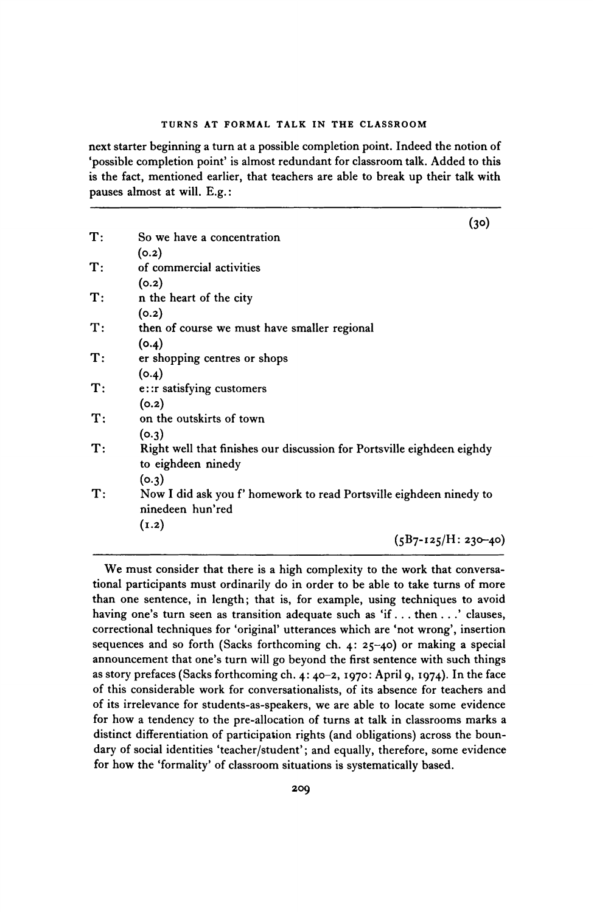next starter beginning a turn at a possible completion point. Indeed the notion of 'possible completion point' is almost redundant for classroom talk. Added to this is the fact, mentioned earlier, that teachers are able to break up their talk with pauses almost at will. E.g.:

(30)

| | |
|---|---|
| T: | So we have a concentration |
| | (0.2) |
| T: | of commercial activities |
| | (0.2) |
| T: | n the heart of the city |
| | (0.2) |
| T: | then of course we must have smaller regional |
| | (0.4) |
| T: | er shopping centres or shops |
| | (0.4) |
| T: | e::r satisfying customers |
| | (0.2) |
| T: | on the outskirts of town |
| | (0.3) |
| T: | Right well that finishes our discussion for Portsville eighdeen eighdy to eighdeen ninedy |
| | (0.3) |
| T: | Now I did ask you f' homework to read Portsville eighdeen ninedy to ninedeen hun'red |
| | (1.2) |

(5B7-125/H: 230–40)

We must consider that there is a high complexity to the work that conversational participants must ordinarily do in order to be able to take turns of more than one sentence, in length; that is, for example, using techniques to avoid having one's turn seen as transition adequate such as 'if ... then ...' clauses, correctional techniques for 'original' utterances which are 'not wrong', insertion sequences and so forth (Sacks forthcoming ch. 4: 25–40) or making a special announcement that one's turn will go beyond the first sentence with such things as story prefaces (Sacks forthcoming ch. 4: 40–2, 1970: April 9, 1974). In the face of this considerable work for conversationalists, of its absence for teachers and of its irrelevance for students-as-speakers, we are able to locate some evidence for how a tendency to the pre-allocation of turns at talk in classrooms marks a distinct differentiation of participation rights (and obligations) across the boundary of social identities 'teacher/student'; and equally, therefore, some evidence for how the 'formality' of classroom situations is systematically based.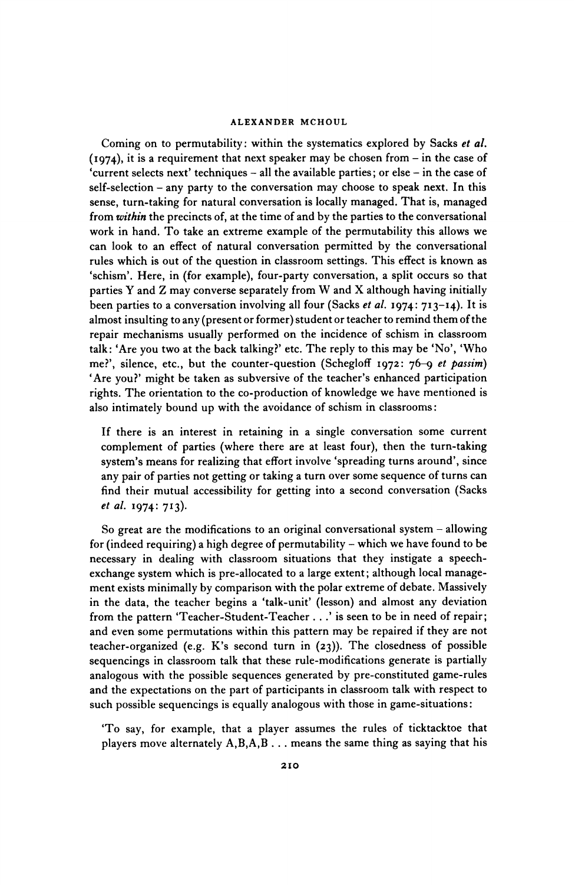Coming on to permutability: within the systematics explored by Sacks *et al.* (1974), it is a requirement that next speaker may be chosen from – in the case of 'current selects next' techniques – all the available parties; or else – in the case of self-selection – any party to the conversation may choose to speak next. In this sense, turn-taking for natural conversation is locally managed. That is, managed from *within* the precincts of, at the time of and by the parties to the conversational work in hand. To take an extreme example of the permutability this allows we can look to an effect of natural conversation permitted by the conversational rules which is out of the question in classroom settings. This effect is known as 'schism'. Here, in (for example), four-party conversation, a split occurs so that parties Y and Z may converse separately from W and X although having initially been parties to a conversation involving all four (Sacks *et al.* 1974: 713–14). It is almost insulting to any (present or former) student or teacher to remind them of the repair mechanisms usually performed on the incidence of schism in classroom talk: 'Are you two at the back talking?' etc. The reply to this may be 'No', 'Who me?', silence, etc., but the counter-question (Schegloff 1972: 76–9 *et passim*) 'Are you?' might be taken as subversive of the teacher's enhanced participation rights. The orientation to the co-production of knowledge we have mentioned is also intimately bound up with the avoidance of schism in classrooms:

> If there is an interest in retaining in a single conversation some current complement of parties (where there are at least four), then the turn-taking system's means for realizing that effort involve 'spreading turns around', since any pair of parties not getting or taking a turn over some sequence of turns can find their mutual accessibility for getting into a second conversation (Sacks *et al.* 1974: 713).

So great are the modifications to an original conversational system – allowing for (indeed requiring) a high degree of permutability – which we have found to be necessary in dealing with classroom situations that they instigate a speech-exchange system which is pre-allocated to a large extent; although local management exists minimally by comparison with the polar extreme of debate. Massively in the data, the teacher begins a 'talk-unit' (lesson) and almost any deviation from the pattern 'Teacher-Student-Teacher ...' is seen to be in need of repair; and even some permutations within this pattern may be repaired if they are not teacher-organized (e.g. K's second turn in (23)). The closedness of possible sequencings in classroom talk that these rule-modifications generate is partially analogous with the possible sequences generated by pre-constituted game-rules and the expectations on the part of participants in classroom talk with respect to such possible sequencings is equally analogous with those in game-situations:

> 'To say, for example, that a player assumes the rules of ticktacktoe that players move alternately A,B,A,B ... means the same thing as saying that his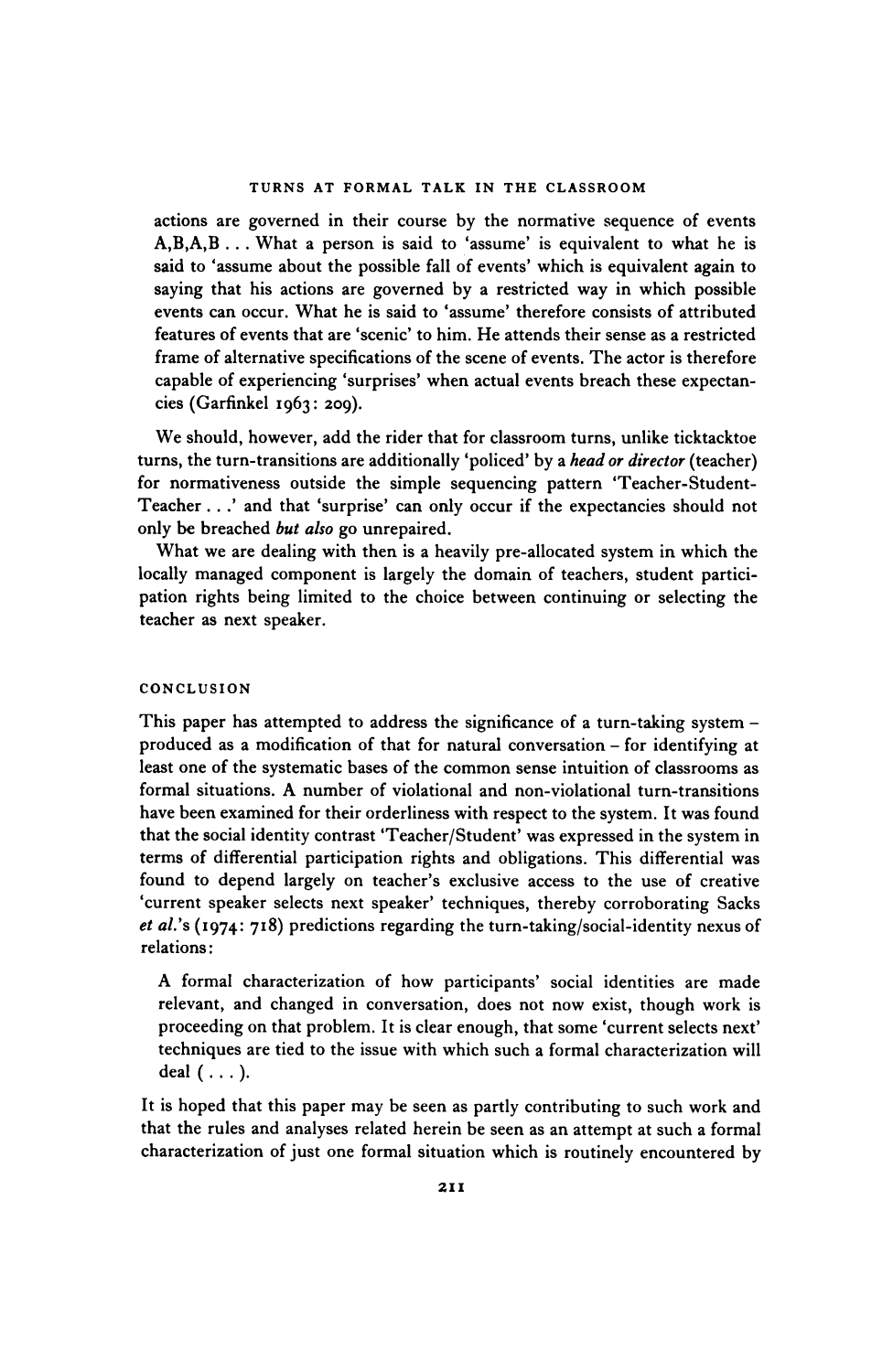actions are governed in their course by the normative sequence of events A,B,A,B . . . What a person is said to 'assume' is equivalent to what he is said to 'assume about the possible fall of events' which is equivalent again to saying that his actions are governed by a restricted way in which possible events can occur. What he is said to 'assume' therefore consists of attributed features of events that are 'scenic' to him. He attends their sense as a restricted frame of alternative specifications of the scene of events. The actor is therefore capable of experiencing 'surprises' when actual events breach these expectancies (Garfinkel 1963: 209).

We should, however, add the rider that for classroom turns, unlike ticktacktoe turns, the turn-transitions are additionally 'policed' by a *head or director* (teacher) for normativeness outside the simple sequencing pattern 'Teacher-Student-Teacher . . .' and that 'surprise' can only occur if the expectancies should not only be breached *but also* go unrepaired.

What we are dealing with then is a heavily pre-allocated system in which the locally managed component is largely the domain of teachers, student participation rights being limited to the choice between continuing or selecting the teacher as next speaker.

## CONCLUSION

This paper has attempted to address the significance of a turn-taking system – produced as a modification of that for natural conversation – for identifying at least one of the systematic bases of the common sense intuition of classrooms as formal situations. A number of violational and non-violational turn-transitions have been examined for their orderliness with respect to the system. It was found that the social identity contrast 'Teacher/Student' was expressed in the system in terms of differential participation rights and obligations. This differential was found to depend largely on teacher's exclusive access to the use of creative 'current speaker selects next speaker' techniques, thereby corroborating Sacks *et al.*'s (1974: 718) predictions regarding the turn-taking/social-identity nexus of relations:

> A formal characterization of how participants' social identities are made relevant, and changed in conversation, does not now exist, though work is proceeding on that problem. It is clear enough, that some 'current selects next' techniques are tied to the issue with which such a formal characterization will deal ( . . . ).

It is hoped that this paper may be seen as partly contributing to such work and that the rules and analyses related herein be seen as an attempt at such a formal characterization of just one formal situation which is routinely encountered by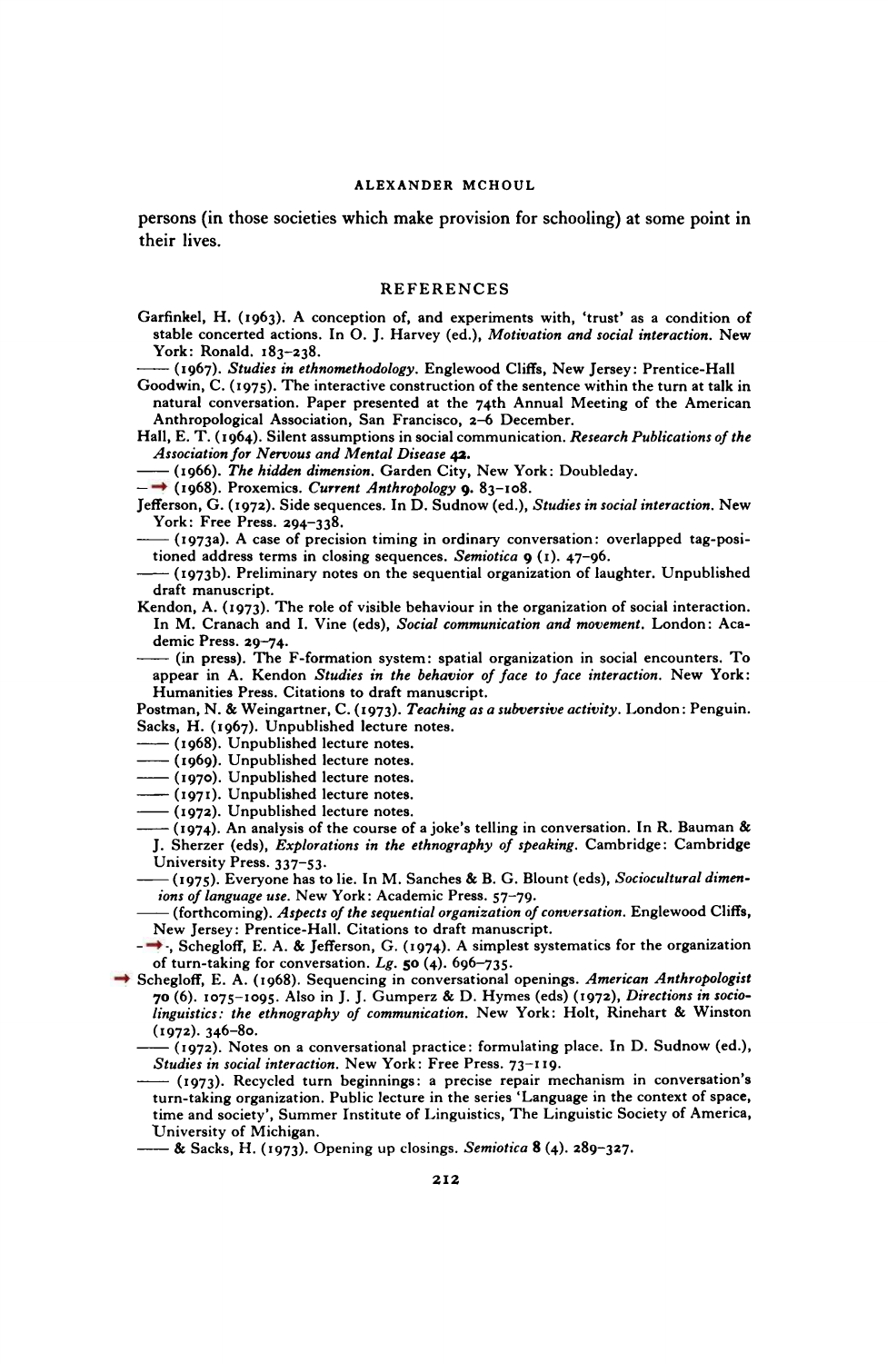persons (in those societies which make provision for schooling) at some point in their lives.

## REFERENCES

Garfinkel, H. (1963). A conception of, and experiments with, 'trust' as a condition of stable concerted actions. In O. J. Harvey (ed.), *Motivation and social interaction*. New York: Ronald. 183–238.

—— (1967). *Studies in ethnomethodology*. Englewood Cliffs, New Jersey: Prentice-Hall

Goodwin, C. (1975). The interactive construction of the sentence within the turn at talk in natural conversation. Paper presented at the 74th Annual Meeting of the American Anthropological Association, San Francisco, 2–6 December.

Hall, E. T. (1964). Silent assumptions in social communication. *Research Publications of the Association for Nervous and Mental Disease* **42**.

—— (1966). *The hidden dimension*. Garden City, New York: Doubleday.

—— (1968). Proxemics. *Current Anthropology* **9**. 83–108.

Jefferson, G. (1972). Side sequences. In D. Sudnow (ed.), *Studies in social interaction*. New York: Free Press. 294–338.

—— (1973a). A case of precision timing in ordinary conversation: overlapped tag-positioned address terms in closing sequences. *Semiotica* **9** (1). 47–96.

—— (1973b). Preliminary notes on the sequential organization of laughter. Unpublished draft manuscript.

Kendon, A. (1973). The role of visible behaviour in the organization of social interaction. In M. Cranach and I. Vine (eds), *Social communication and movement*. London: Academic Press. 29–74.

—— (in press). The F-formation system: spatial organization in social encounters. To appear in A. Kendon *Studies in the behavior of face to face interaction*. New York: Humanities Press. Citations to draft manuscript.

Postman, N. & Weingartner, C. (1973). *Teaching as a subversive activity*. London: Penguin.

Sacks, H. (1967). Unpublished lecture notes.

—— (1968). Unpublished lecture notes.

—— (1969). Unpublished lecture notes.

—— (1970). Unpublished lecture notes.

—— (1971). Unpublished lecture notes.

—— (1972). Unpublished lecture notes.

—— (1974). An analysis of the course of a joke's telling in conversation. In R. Bauman & J. Sherzer (eds), *Explorations in the ethnography of speaking*. Cambridge: Cambridge University Press. 337–53.

—— (1975). Everyone has to lie. In M. Sanches & B. G. Blount (eds), *Sociocultural dimensions of language use*. New York: Academic Press. 57–79.

—— (forthcoming). *Aspects of the sequential organization of conversation*. Englewood Cliffs, New Jersey: Prentice-Hall. Citations to draft manuscript.

——, Schegloff, E. A. & Jefferson, G. (1974). A simplest systematics for the organization of turn-taking for conversation. *Lg.* **50** (4). 696–735.

Schegloff, E. A. (1968). Sequencing in conversational openings. *American Anthropologist* **70** (6). 1075–1095. Also in J. J. Gumperz & D. Hymes (eds) (1972), *Directions in sociolinguistics: the ethnography of communication*. New York: Holt, Rinehart & Winston (1972). 346–80.

—— (1972). Notes on a conversational practice: formulating place. In D. Sudnow (ed.), *Studies in social interaction*. New York: Free Press. 73–119.

—— (1973). Recycled turn beginnings: a precise repair mechanism in conversation's turn-taking organization. Public lecture in the series 'Language in the context of space, time and society', Summer Institute of Linguistics, The Linguistic Society of America, University of Michigan.

—— & Sacks, H. (1973). Opening up closings. *Semiotica* **8** (4). 289–327.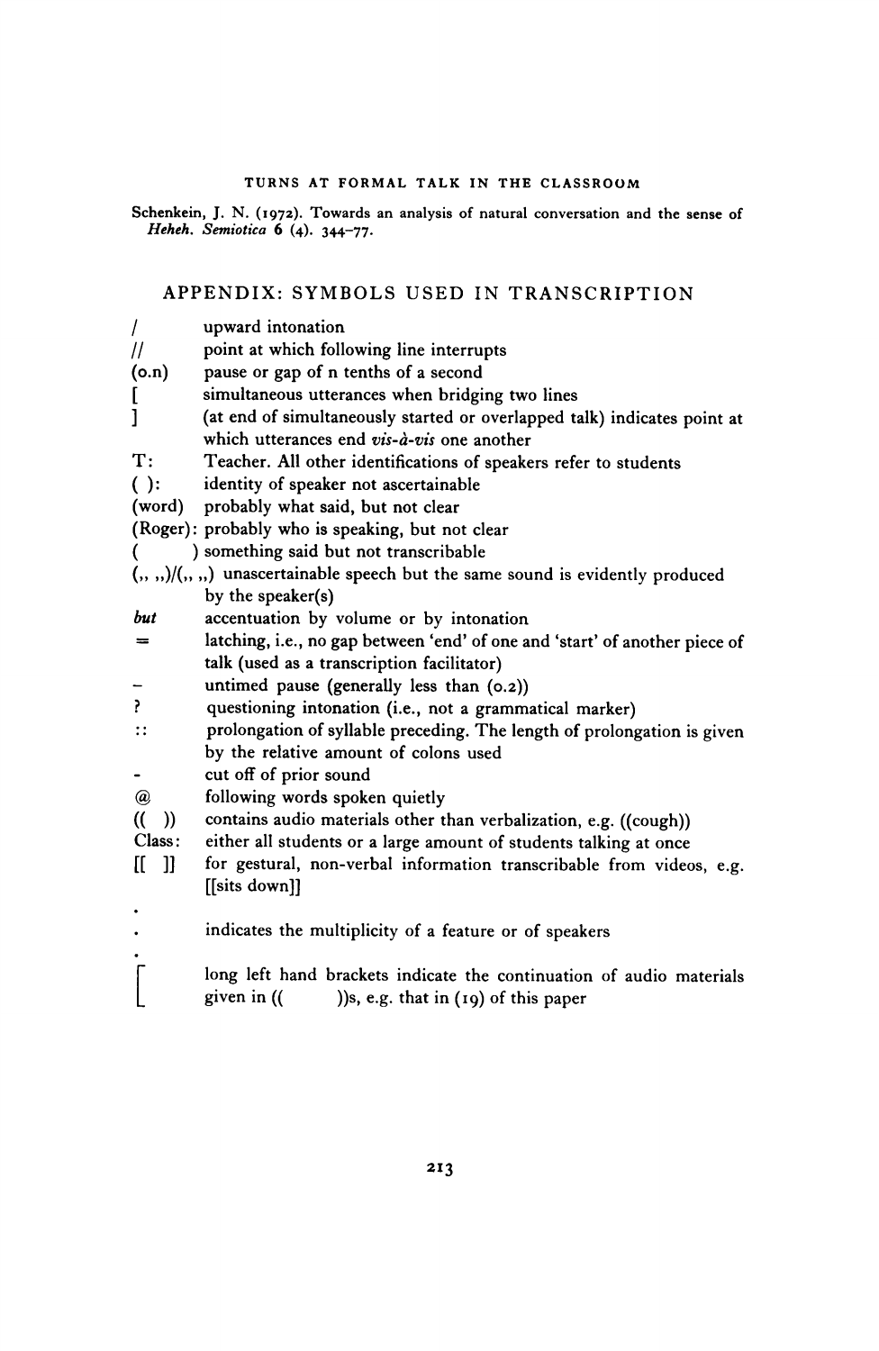Schenkein, J. N. (1972). Towards an analysis of natural conversation and the sense of *Heheh*. *Semiotica* 6 (4). 344–77.

## APPENDIX: SYMBOLS USED IN TRANSCRIPTION

| | |
|---|---|
| / | upward intonation |
| // | point at which following line interrupts |
| (o.n) | pause or gap of n tenths of a second |
| [ | simultaneous utterances when bridging two lines |
| ] | (at end of simultaneously started or overlapped talk) indicates point at which utterances end *vis-à-vis* one another |
| T: | Teacher. All other identifications of speakers refer to students |
| ( ): | identity of speaker not ascertainable |
| (word) | probably what said, but not clear |
| (Roger): | probably who is speaking, but not clear |
| (     ) | something said but not transcribable |
| (,, ,,)/(,, ,,) | unascertainable speech but the same sound is evidently produced by the speaker(s) |
| ***but*** | accentuation by volume or by intonation |
| = | latching, i.e., no gap between 'end' of one and 'start' of another piece of talk (used as a transcription facilitator) |
| – | untimed pause (generally less than (0.2)) |
| ? | questioning intonation (i.e., not a grammatical marker) |
| :: | prolongation of syllable preceding. The length of prolongation is given by the relative amount of colons used |
| - | cut off of prior sound |
| @ | following words spoken quietly |
| (( )) | contains audio materials other than verbalization, e.g. ((cough)) |
| Class: | either all students or a large amount of students talking at once |
| [[ ]] | for gestural, non-verbal information transcribable from videos, e.g. [[sits down]] |
| ⋮ | indicates the multiplicity of a feature or of speakers |
| ⎡ ⎣ | long left hand brackets indicate the continuation of audio materials given in ((     ))s, e.g. that in (19) of this paper |